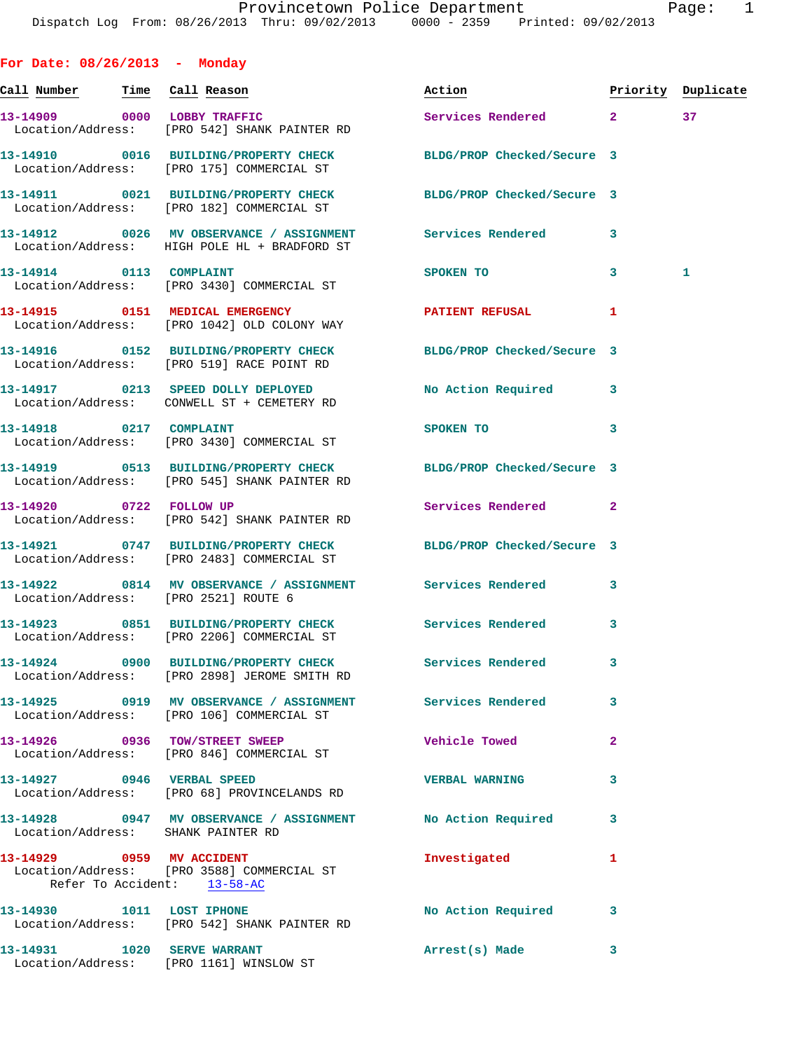For Date: 08/26/2013 - Monday

| Call Number | Time | Call Reason | Action | Priority | Duplicate |
|---|---|---|---|---|---|
| 13-14909 | 0000 | LOBBY TRAFFIC | Services Rendered | 2 | 37 |
| Location/Address: | | [PRO 542] SHANK PAINTER RD | | | |
| 13-14910 | 0016 | BUILDING/PROPERTY CHECK | BLDG/PROP Checked/Secure | 3 | |
| Location/Address: | | [PRO 175] COMMERCIAL ST | | | |
| 13-14911 | 0021 | BUILDING/PROPERTY CHECK | BLDG/PROP Checked/Secure | 3 | |
| Location/Address: | | [PRO 182] COMMERCIAL ST | | | |
| 13-14912 | 0026 | MV OBSERVANCE / ASSIGNMENT | Services Rendered | 3 | |
| Location/Address: | | HIGH POLE HL + BRADFORD ST | | | |
| 13-14914 | 0113 | COMPLAINT | SPOKEN TO | 3 | 1 |
| Location/Address: | | [PRO 3430] COMMERCIAL ST | | | |
| 13-14915 | 0151 | MEDICAL EMERGENCY | PATIENT REFUSAL | 1 | |
| Location/Address: | | [PRO 1042] OLD COLONY WAY | | | |
| 13-14916 | 0152 | BUILDING/PROPERTY CHECK | BLDG/PROP Checked/Secure | 3 | |
| Location/Address: | | [PRO 519] RACE POINT RD | | | |
| 13-14917 | 0213 | SPEED DOLLY DEPLOYED | No Action Required | 3 | |
| Location/Address: | | CONWELL ST + CEMETERY RD | | | |
| 13-14918 | 0217 | COMPLAINT | SPOKEN TO | 3 | |
| Location/Address: | | [PRO 3430] COMMERCIAL ST | | | |
| 13-14919 | 0513 | BUILDING/PROPERTY CHECK | BLDG/PROP Checked/Secure | 3 | |
| Location/Address: | | [PRO 545] SHANK PAINTER RD | | | |
| 13-14920 | 0722 | FOLLOW UP | Services Rendered | 2 | |
| Location/Address: | | [PRO 542] SHANK PAINTER RD | | | |
| 13-14921 | 0747 | BUILDING/PROPERTY CHECK | BLDG/PROP Checked/Secure | 3 | |
| Location/Address: | | [PRO 2483] COMMERCIAL ST | | | |
| 13-14922 | 0814 | MV OBSERVANCE / ASSIGNMENT | Services Rendered | 3 | |
| Location/Address: | | [PRO 2521] ROUTE 6 | | | |
| 13-14923 | 0851 | BUILDING/PROPERTY CHECK | Services Rendered | 3 | |
| Location/Address: | | [PRO 2206] COMMERCIAL ST | | | |
| 13-14924 | 0900 | BUILDING/PROPERTY CHECK | Services Rendered | 3 | |
| Location/Address: | | [PRO 2898] JEROME SMITH RD | | | |
| 13-14925 | 0919 | MV OBSERVANCE / ASSIGNMENT | Services Rendered | 3 | |
| Location/Address: | | [PRO 106] COMMERCIAL ST | | | |
| 13-14926 | 0936 | TOW/STREET SWEEP | Vehicle Towed | 2 | |
| Location/Address: | | [PRO 846] COMMERCIAL ST | | | |
| 13-14927 | 0946 | VERBAL SPEED | VERBAL WARNING | 3 | |
| Location/Address: | | [PRO 68] PROVINCELANDS RD | | | |
| 13-14928 | 0947 | MV OBSERVANCE / ASSIGNMENT | No Action Required | 3 | |
| Location/Address: | | SHANK PAINTER RD | | | |
| 13-14929 | 0959 | MV ACCIDENT | Investigated | 1 | |
| Location/Address: | | [PRO 3588] COMMERCIAL ST | | | |
| Refer To Accident: | | 13-58-AC | | | |
| 13-14930 | 1011 | LOST IPHONE | No Action Required | 3 | |
| Location/Address: | | [PRO 542] SHANK PAINTER RD | | | |
| 13-14931 | 1020 | SERVE WARRANT | Arrest(s) Made | 3 | |
| Location/Address: | | [PRO 1161] WINSLOW ST | | | |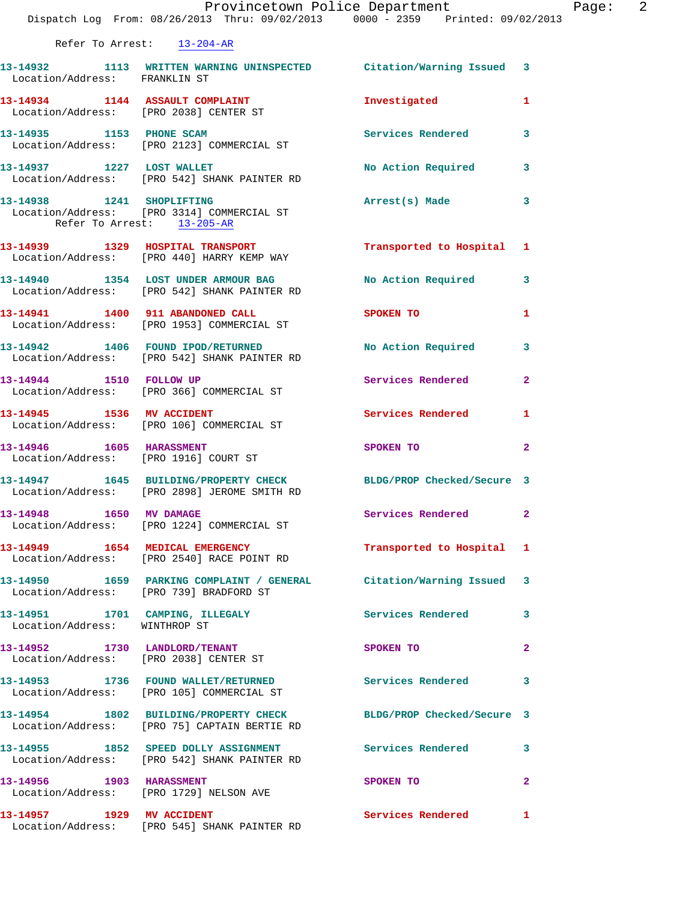Refer To Arrest: 13-204-AR

13-14932 1113 WRITTEN WARNING UNINSPECTED Citation/Warning Issued 3
Location/Address: FRANKLIN ST

13-14934 1144 ASSAULT COMPLAINT Investigated 1
Location/Address: [PRO 2038] CENTER ST

13-14935 1153 PHONE SCAM Services Rendered 3
Location/Address: [PRO 2123] COMMERCIAL ST

13-14937 1227 LOST WALLET No Action Required 3
Location/Address: [PRO 542] SHANK PAINTER RD

13-14938 1241 SHOPLIFTING Arrest(s) Made 3
Location/Address: [PRO 3314] COMMERCIAL ST
Refer To Arrest: 13-205-AR

13-14939 1329 HOSPITAL TRANSPORT Transported to Hospital 1
Location/Address: [PRO 440] HARRY KEMP WAY

13-14940 1354 LOST UNDER ARMOUR BAG No Action Required 3
Location/Address: [PRO 542] SHANK PAINTER RD

13-14941 1400 911 ABANDONED CALL SPOKEN TO 1
Location/Address: [PRO 1953] COMMERCIAL ST

13-14942 1406 FOUND IPOD/RETURNED No Action Required 3
Location/Address: [PRO 542] SHANK PAINTER RD

13-14944 1510 FOLLOW UP Services Rendered 2
Location/Address: [PRO 366] COMMERCIAL ST

13-14945 1536 MV ACCIDENT Services Rendered 1
Location/Address: [PRO 106] COMMERCIAL ST

13-14946 1605 HARASSMENT SPOKEN TO 2
Location/Address: [PRO 1916] COURT ST

13-14947 1645 BUILDING/PROPERTY CHECK BLDG/PROP Checked/Secure 3
Location/Address: [PRO 2898] JEROME SMITH RD

13-14948 1650 MV DAMAGE Services Rendered 2
Location/Address: [PRO 1224] COMMERCIAL ST

13-14949 1654 MEDICAL EMERGENCY Transported to Hospital 1
Location/Address: [PRO 2540] RACE POINT RD

13-14950 1659 PARKING COMPLAINT / GENERAL Citation/Warning Issued 3
Location/Address: [PRO 739] BRADFORD ST

13-14951 1701 CAMPING, ILLEGALY Services Rendered 3
Location/Address: WINTHROP ST

13-14952 1730 LANDLORD/TENANT SPOKEN TO 2
Location/Address: [PRO 2038] CENTER ST

13-14953 1736 FOUND WALLET/RETURNED Services Rendered 3
Location/Address: [PRO 105] COMMERCIAL ST

13-14954 1802 BUILDING/PROPERTY CHECK BLDG/PROP Checked/Secure 3
Location/Address: [PRO 75] CAPTAIN BERTIE RD

13-14955 1852 SPEED DOLLY ASSIGNMENT Services Rendered 3
Location/Address: [PRO 542] SHANK PAINTER RD

13-14956 1903 HARASSMENT SPOKEN TO 2
Location/Address: [PRO 1729] NELSON AVE

13-14957 1929 MV ACCIDENT Services Rendered 1
Location/Address: [PRO 545] SHANK PAINTER RD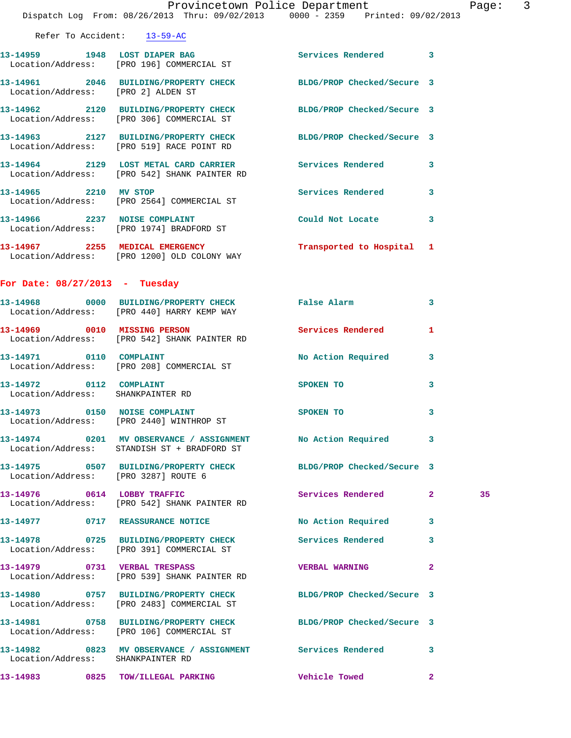Refer To Accident: 13-59-AC

13-14959 1948 LOST DIAPER BAG Services Rendered 3
Location/Address: [PRO 196] COMMERCIAL ST

13-14961 2046 BUILDING/PROPERTY CHECK BLDG/PROP Checked/Secure 3
Location/Address: [PRO 2] ALDEN ST

13-14962 2120 BUILDING/PROPERTY CHECK BLDG/PROP Checked/Secure 3
Location/Address: [PRO 306] COMMERCIAL ST

13-14963 2127 BUILDING/PROPERTY CHECK BLDG/PROP Checked/Secure 3
Location/Address: [PRO 519] RACE POINT RD

13-14964 2129 LOST METAL CARD CARRIER Services Rendered 3
Location/Address: [PRO 542] SHANK PAINTER RD

13-14965 2210 MV STOP Services Rendered 3
Location/Address: [PRO 2564] COMMERCIAL ST

13-14966 2237 NOISE COMPLAINT Could Not Locate 3
Location/Address: [PRO 1974] BRADFORD ST

13-14967 2255 MEDICAL EMERGENCY Transported to Hospital 1
Location/Address: [PRO 1200] OLD COLONY WAY

## For Date: 08/27/2013 - Tuesday

13-14968 0000 BUILDING/PROPERTY CHECK False Alarm 3
Location/Address: [PRO 440] HARRY KEMP WAY

13-14969 0010 MISSING PERSON Services Rendered 1
Location/Address: [PRO 542] SHANK PAINTER RD

13-14971 0110 COMPLAINT No Action Required 3
Location/Address: [PRO 208] COMMERCIAL ST

13-14972 0112 COMPLAINT SPOKEN TO 3
Location/Address: SHANKPAINTER RD

13-14973 0150 NOISE COMPLAINT SPOKEN TO 3
Location/Address: [PRO 2440] WINTHROP ST

13-14974 0201 MV OBSERVANCE / ASSIGNMENT No Action Required 3
Location/Address: STANDISH ST + BRADFORD ST

13-14975 0507 BUILDING/PROPERTY CHECK BLDG/PROP Checked/Secure 3
Location/Address: [PRO 3287] ROUTE 6

13-14976 0614 LOBBY TRAFFIC Services Rendered 2 35
Location/Address: [PRO 542] SHANK PAINTER RD

13-14977 0717 REASSURANCE NOTICE No Action Required 3

13-14978 0725 BUILDING/PROPERTY CHECK Services Rendered 3
Location/Address: [PRO 391] COMMERCIAL ST

13-14979 0731 VERBAL TRESPASS VERBAL WARNING 2
Location/Address: [PRO 539] SHANK PAINTER RD

13-14980 0757 BUILDING/PROPERTY CHECK BLDG/PROP Checked/Secure 3
Location/Address: [PRO 2483] COMMERCIAL ST

13-14981 0758 BUILDING/PROPERTY CHECK BLDG/PROP Checked/Secure 3
Location/Address: [PRO 106] COMMERCIAL ST

13-14982 0823 MV OBSERVANCE / ASSIGNMENT Services Rendered 3
Location/Address: SHANKPAINTER RD

13-14983 0825 TOW/ILLEGAL PARKING Vehicle Towed 2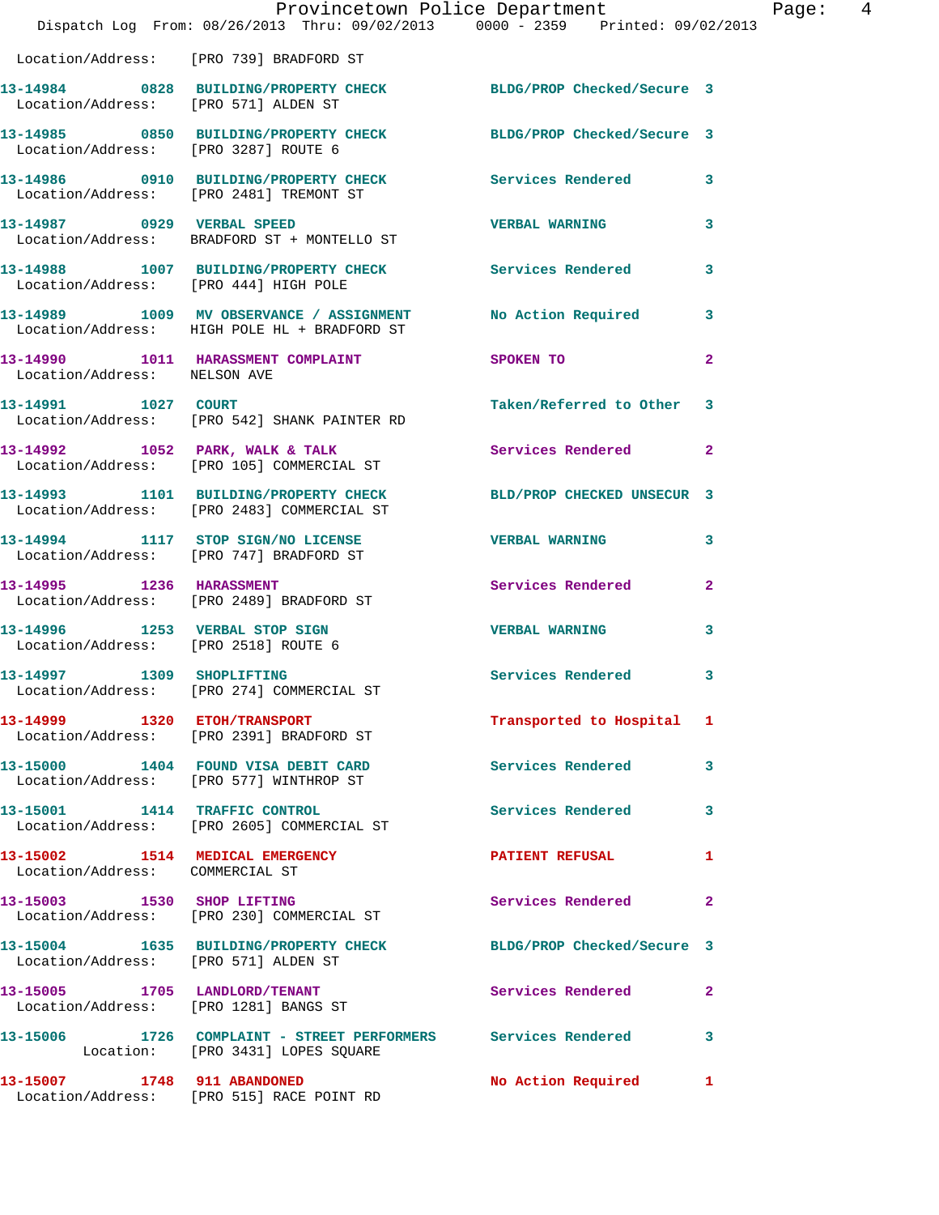Location/Address: [PRO 739] BRADFORD ST

**13-14984** 0828 **BUILDING/PROPERTY CHECK** BLDG/PROP Checked/Secure 3
Location/Address: [PRO 571] ALDEN ST

**13-14985** 0850 **BUILDING/PROPERTY CHECK** BLDG/PROP Checked/Secure 3
Location/Address: [PRO 3287] ROUTE 6

**13-14986** 0910 **BUILDING/PROPERTY CHECK** Services Rendered 3
Location/Address: [PRO 2481] TREMONT ST

**13-14987** 0929 **VERBAL SPEED** VERBAL WARNING 3
Location/Address: BRADFORD ST + MONTELLO ST

**13-14988** 1007 **BUILDING/PROPERTY CHECK** Services Rendered 3
Location/Address: [PRO 444] HIGH POLE

**13-14989** 1009 **MV OBSERVANCE / ASSIGNMENT** No Action Required 3
Location/Address: HIGH POLE HL + BRADFORD ST

**13-14990** 1011 **HARASSMENT COMPLAINT** SPOKEN TO 2
Location/Address: NELSON AVE

**13-14991** 1027 **COURT** Taken/Referred to Other 3
Location/Address: [PRO 542] SHANK PAINTER RD

**13-14992** 1052 **PARK, WALK & TALK** Services Rendered 2
Location/Address: [PRO 105] COMMERCIAL ST

**13-14993** 1101 **BUILDING/PROPERTY CHECK** BLD/PROP CHECKED UNSECUR 3
Location/Address: [PRO 2483] COMMERCIAL ST

**13-14994** 1117 **STOP SIGN/NO LICENSE** VERBAL WARNING 3
Location/Address: [PRO 747] BRADFORD ST

**13-14995** 1236 **HARASSMENT** Services Rendered 2
Location/Address: [PRO 2489] BRADFORD ST

**13-14996** 1253 **VERBAL STOP SIGN** VERBAL WARNING 3
Location/Address: [PRO 2518] ROUTE 6

**13-14997** 1309 **SHOPLIFTING** Services Rendered 3
Location/Address: [PRO 274] COMMERCIAL ST

**13-14999** 1320 **ETOH/TRANSPORT** Transported to Hospital 1
Location/Address: [PRO 2391] BRADFORD ST

**13-15000** 1404 **FOUND VISA DEBIT CARD** Services Rendered 3
Location/Address: [PRO 577] WINTHROP ST

**13-15001** 1414 **TRAFFIC CONTROL** Services Rendered 3
Location/Address: [PRO 2605] COMMERCIAL ST

**13-15002** 1514 **MEDICAL EMERGENCY** PATIENT REFUSAL 1
Location/Address: COMMERCIAL ST

**13-15003** 1530 **SHOP LIFTING** Services Rendered 2
Location/Address: [PRO 230] COMMERCIAL ST

**13-15004** 1635 **BUILDING/PROPERTY CHECK** BLDG/PROP Checked/Secure 3
Location/Address: [PRO 571] ALDEN ST

**13-15005** 1705 **LANDLORD/TENANT** Services Rendered 2
Location/Address: [PRO 1281] BANGS ST

**13-15006** 1726 **COMPLAINT - STREET PERFORMERS** Services Rendered 3
Location: [PRO 3431] LOPES SQUARE

**13-15007** 1748 **911 ABANDONED** No Action Required 1
Location/Address: [PRO 515] RACE POINT RD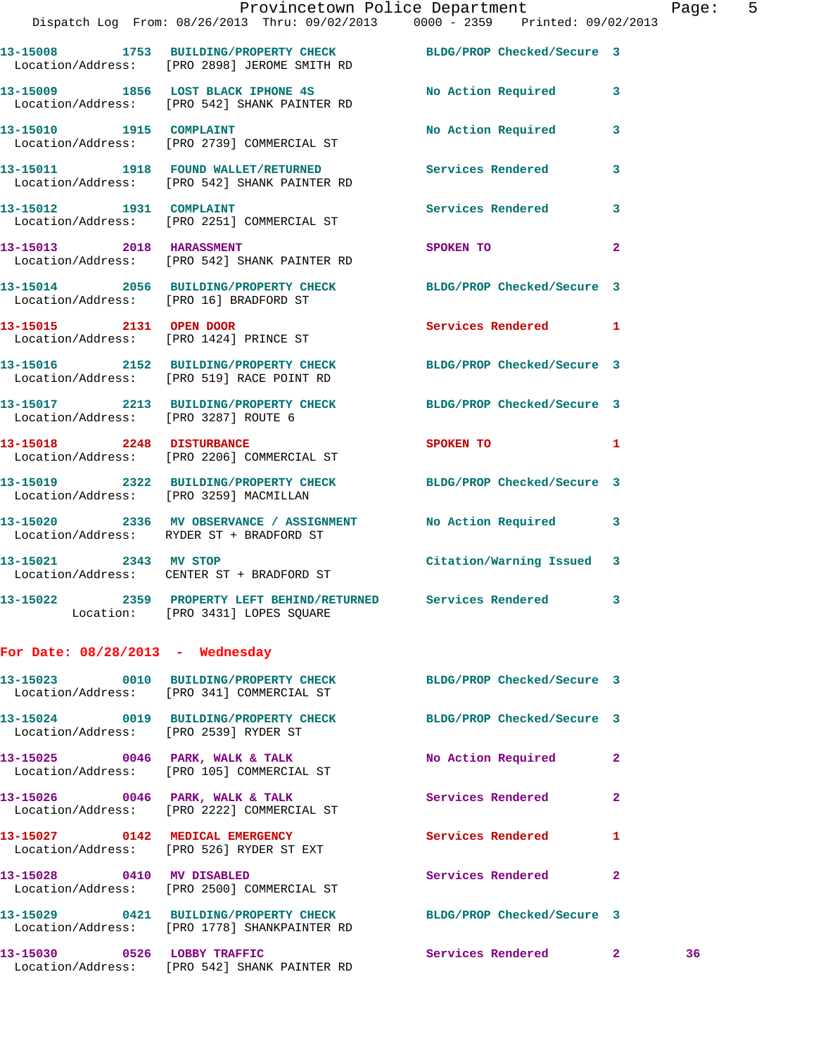13-15008 1753 BUILDING/PROPERTY CHECK BLDG/PROP Checked/Secure 3
Location/Address: [PRO 2898] JEROME SMITH RD

13-15009 1856 LOST BLACK IPHONE 4S No Action Required 3
Location/Address: [PRO 542] SHANK PAINTER RD

13-15010 1915 COMPLAINT No Action Required 3
Location/Address: [PRO 2739] COMMERCIAL ST

13-15011 1918 FOUND WALLET/RETURNED Services Rendered 3
Location/Address: [PRO 542] SHANK PAINTER RD

13-15012 1931 COMPLAINT Services Rendered 3
Location/Address: [PRO 2251] COMMERCIAL ST

13-15013 2018 HARASSMENT SPOKEN TO 2
Location/Address: [PRO 542] SHANK PAINTER RD

13-15014 2056 BUILDING/PROPERTY CHECK BLDG/PROP Checked/Secure 3
Location/Address: [PRO 16] BRADFORD ST

13-15015 2131 OPEN DOOR Services Rendered 1
Location/Address: [PRO 1424] PRINCE ST

13-15016 2152 BUILDING/PROPERTY CHECK BLDG/PROP Checked/Secure 3
Location/Address: [PRO 519] RACE POINT RD

13-15017 2213 BUILDING/PROPERTY CHECK BLDG/PROP Checked/Secure 3
Location/Address: [PRO 3287] ROUTE 6

13-15018 2248 DISTURBANCE SPOKEN TO 1
Location/Address: [PRO 2206] COMMERCIAL ST

13-15019 2322 BUILDING/PROPERTY CHECK BLDG/PROP Checked/Secure 3
Location/Address: [PRO 3259] MACMILLAN

13-15020 2336 MV OBSERVANCE / ASSIGNMENT No Action Required 3
Location/Address: RYDER ST + BRADFORD ST

13-15021 2343 MV STOP Citation/Warning Issued 3
Location/Address: CENTER ST + BRADFORD ST

13-15022 2359 PROPERTY LEFT BEHIND/RETURNED Services Rendered 3
Location: [PRO 3431] LOPES SQUARE

## For Date: 08/28/2013 - Wednesday

13-15023 0010 BUILDING/PROPERTY CHECK BLDG/PROP Checked/Secure 3
Location/Address: [PRO 341] COMMERCIAL ST

13-15024 0019 BUILDING/PROPERTY CHECK BLDG/PROP Checked/Secure 3
Location/Address: [PRO 2539] RYDER ST

13-15025 0046 PARK, WALK & TALK No Action Required 2
Location/Address: [PRO 105] COMMERCIAL ST

13-15026 0046 PARK, WALK & TALK Services Rendered 2
Location/Address: [PRO 2222] COMMERCIAL ST

13-15027 0142 MEDICAL EMERGENCY Services Rendered 1
Location/Address: [PRO 526] RYDER ST EXT

13-15028 0410 MV DISABLED Services Rendered 2
Location/Address: [PRO 2500] COMMERCIAL ST

13-15029 0421 BUILDING/PROPERTY CHECK BLDG/PROP Checked/Secure 3
Location/Address: [PRO 1778] SHANKPAINTER RD

13-15030 0526 LOBBY TRAFFIC Services Rendered 2 36
Location/Address: [PRO 542] SHANK PAINTER RD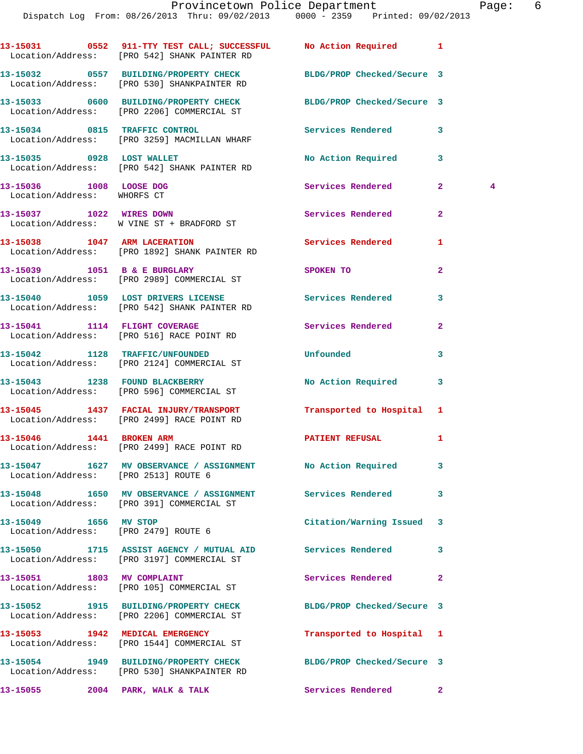13-15031 0552 911-TTY TEST CALL; SUCCESSFUL No Action Required 1
Location/Address: [PRO 542] SHANK PAINTER RD

13-15032 0557 BUILDING/PROPERTY CHECK BLDG/PROP Checked/Secure 3
Location/Address: [PRO 530] SHANKPAINTER RD

13-15033 0600 BUILDING/PROPERTY CHECK BLDG/PROP Checked/Secure 3
Location/Address: [PRO 2206] COMMERCIAL ST

13-15034 0815 TRAFFIC CONTROL Services Rendered 3
Location/Address: [PRO 3259] MACMILLAN WHARF

13-15035 0928 LOST WALLET No Action Required 3
Location/Address: [PRO 542] SHANK PAINTER RD

13-15036 1008 LOOSE DOG Services Rendered 2 4
Location/Address: WHORFS CT

13-15037 1022 WIRES DOWN Services Rendered 2
Location/Address: W VINE ST + BRADFORD ST

13-15038 1047 ARM LACERATION Services Rendered 1
Location/Address: [PRO 1892] SHANK PAINTER RD

13-15039 1051 B & E BURGLARY SPOKEN TO 2
Location/Address: [PRO 2989] COMMERCIAL ST

13-15040 1059 LOST DRIVERS LICENSE Services Rendered 3
Location/Address: [PRO 542] SHANK PAINTER RD

13-15041 1114 FLIGHT COVERAGE Services Rendered 2
Location/Address: [PRO 516] RACE POINT RD

13-15042 1128 TRAFFIC/UNFOUNDED Unfounded 3
Location/Address: [PRO 2124] COMMERCIAL ST

13-15043 1238 FOUND BLACKBERRY No Action Required 3
Location/Address: [PRO 596] COMMERCIAL ST

13-15045 1437 FACIAL INJURY/TRANSPORT Transported to Hospital 1
Location/Address: [PRO 2499] RACE POINT RD

13-15046 1441 BROKEN ARM PATIENT REFUSAL 1
Location/Address: [PRO 2499] RACE POINT RD

13-15047 1627 MV OBSERVANCE / ASSIGNMENT No Action Required 3
Location/Address: [PRO 2513] ROUTE 6

13-15048 1650 MV OBSERVANCE / ASSIGNMENT Services Rendered 3
Location/Address: [PRO 391] COMMERCIAL ST

13-15049 1656 MV STOP Citation/Warning Issued 3
Location/Address: [PRO 2479] ROUTE 6

13-15050 1715 ASSIST AGENCY / MUTUAL AID Services Rendered 3
Location/Address: [PRO 3197] COMMERCIAL ST

13-15051 1803 MV COMPLAINT Services Rendered 2
Location/Address: [PRO 105] COMMERCIAL ST

13-15052 1915 BUILDING/PROPERTY CHECK BLDG/PROP Checked/Secure 3
Location/Address: [PRO 2206] COMMERCIAL ST

13-15053 1942 MEDICAL EMERGENCY Transported to Hospital 1
Location/Address: [PRO 1544] COMMERCIAL ST

13-15054 1949 BUILDING/PROPERTY CHECK BLDG/PROP Checked/Secure 3
Location/Address: [PRO 530] SHANKPAINTER RD

13-15055 2004 PARK, WALK & TALK Services Rendered 2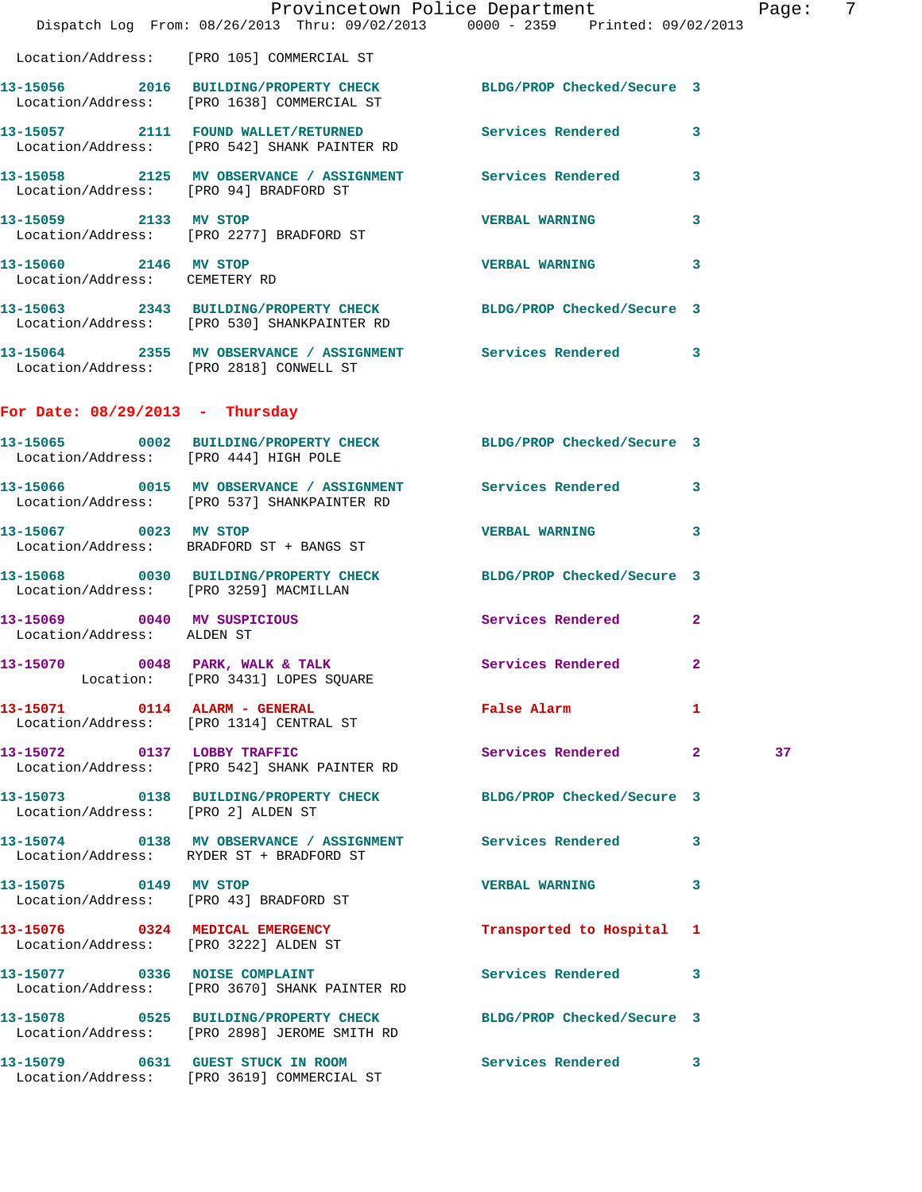Location/Address: [PRO 105] COMMERCIAL ST

| | | | | | |
|---|---|---|---|---|---|
| 13-15056 | 2016 | BUILDING/PROPERTY CHECK | BLDG/PROP Checked/Secure | 3 | |
| | | Location/Address: [PRO 1638] COMMERCIAL ST | | | |
| 13-15057 | 2111 | FOUND WALLET/RETURNED | Services Rendered | 3 | |
| | | Location/Address: [PRO 542] SHANK PAINTER RD | | | |
| 13-15058 | 2125 | MV OBSERVANCE / ASSIGNMENT | Services Rendered | 3 | |
| | | Location/Address: [PRO 94] BRADFORD ST | | | |
| 13-15059 | 2133 | MV STOP | VERBAL WARNING | 3 | |
| | | Location/Address: [PRO 2277] BRADFORD ST | | | |
| 13-15060 | 2146 | MV STOP | VERBAL WARNING | 3 | |
| | | Location/Address: CEMETERY RD | | | |
| 13-15063 | 2343 | BUILDING/PROPERTY CHECK | BLDG/PROP Checked/Secure | 3 | |
| | | Location/Address: [PRO 530] SHANKPAINTER RD | | | |
| 13-15064 | 2355 | MV OBSERVANCE / ASSIGNMENT | Services Rendered | 3 | |
| | | Location/Address: [PRO 2818] CONWELL ST | | | |

## For Date: 08/29/2013 - Thursday

| | | | | | |
|---|---|---|---|---|---|
| 13-15065 | 0002 | BUILDING/PROPERTY CHECK | BLDG/PROP Checked/Secure | 3 | |
| | | Location/Address: [PRO 444] HIGH POLE | | | |
| 13-15066 | 0015 | MV OBSERVANCE / ASSIGNMENT | Services Rendered | 3 | |
| | | Location/Address: [PRO 537] SHANKPAINTER RD | | | |
| 13-15067 | 0023 | MV STOP | VERBAL WARNING | 3 | |
| | | Location/Address: BRADFORD ST + BANGS ST | | | |
| 13-15068 | 0030 | BUILDING/PROPERTY CHECK | BLDG/PROP Checked/Secure | 3 | |
| | | Location/Address: [PRO 3259] MACMILLAN | | | |
| 13-15069 | 0040 | MV SUSPICIOUS | Services Rendered | 2 | |
| | | Location/Address: ALDEN ST | | | |
| 13-15070 | 0048 | PARK, WALK & TALK | Services Rendered | 2 | |
| | | Location: [PRO 3431] LOPES SQUARE | | | |
| 13-15071 | 0114 | ALARM - GENERAL | False Alarm | 1 | |
| | | Location/Address: [PRO 1314] CENTRAL ST | | | |
| 13-15072 | 0137 | LOBBY TRAFFIC | Services Rendered | 2 | 37 |
| | | Location/Address: [PRO 542] SHANK PAINTER RD | | | |
| 13-15073 | 0138 | BUILDING/PROPERTY CHECK | BLDG/PROP Checked/Secure | 3 | |
| | | Location/Address: [PRO 2] ALDEN ST | | | |
| 13-15074 | 0138 | MV OBSERVANCE / ASSIGNMENT | Services Rendered | 3 | |
| | | Location/Address: RYDER ST + BRADFORD ST | | | |
| 13-15075 | 0149 | MV STOP | VERBAL WARNING | 3 | |
| | | Location/Address: [PRO 43] BRADFORD ST | | | |
| 13-15076 | 0324 | MEDICAL EMERGENCY | Transported to Hospital | 1 | |
| | | Location/Address: [PRO 3222] ALDEN ST | | | |
| 13-15077 | 0336 | NOISE COMPLAINT | Services Rendered | 3 | |
| | | Location/Address: [PRO 3670] SHANK PAINTER RD | | | |
| 13-15078 | 0525 | BUILDING/PROPERTY CHECK | BLDG/PROP Checked/Secure | 3 | |
| | | Location/Address: [PRO 2898] JEROME SMITH RD | | | |
| 13-15079 | 0631 | GUEST STUCK IN ROOM | Services Rendered | 3 | |
| | | Location/Address: [PRO 3619] COMMERCIAL ST | | | |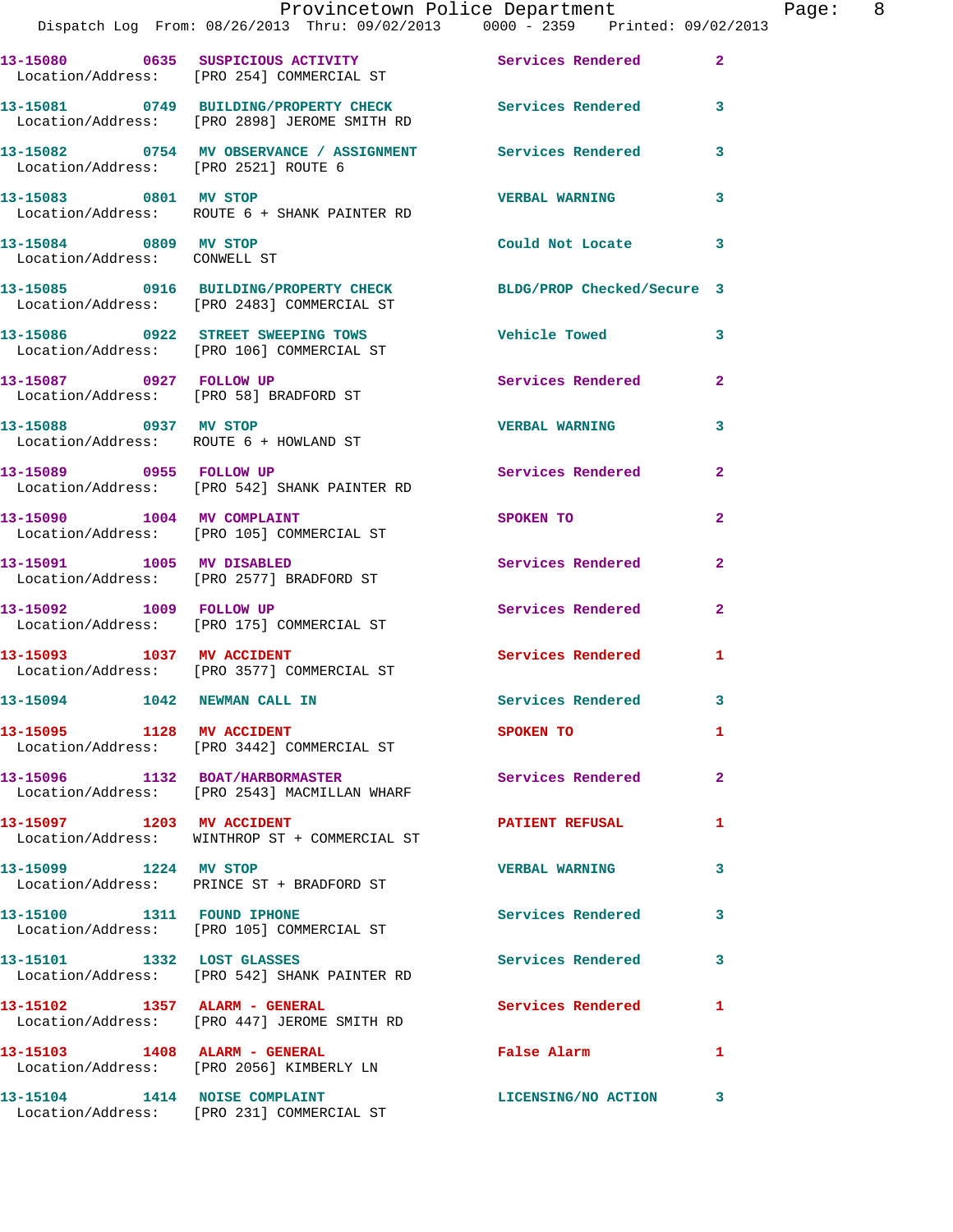13-15080 0635 SUSPICIOUS ACTIVITY Services Rendered 2
Location/Address: [PRO 254] COMMERCIAL ST

13-15081 0749 BUILDING/PROPERTY CHECK Services Rendered 3
Location/Address: [PRO 2898] JEROME SMITH RD

13-15082 0754 MV OBSERVANCE / ASSIGNMENT Services Rendered 3
Location/Address: [PRO 2521] ROUTE 6

13-15083 0801 MV STOP VERBAL WARNING 3
Location/Address: ROUTE 6 + SHANK PAINTER RD

13-15084 0809 MV STOP Could Not Locate 3
Location/Address: CONWELL ST

13-15085 0916 BUILDING/PROPERTY CHECK BLDG/PROP Checked/Secure 3
Location/Address: [PRO 2483] COMMERCIAL ST

13-15086 0922 STREET SWEEPING TOWS Vehicle Towed 3
Location/Address: [PRO 106] COMMERCIAL ST

13-15087 0927 FOLLOW UP Services Rendered 2
Location/Address: [PRO 58] BRADFORD ST

13-15088 0937 MV STOP VERBAL WARNING 3
Location/Address: ROUTE 6 + HOWLAND ST

13-15089 0955 FOLLOW UP Services Rendered 2
Location/Address: [PRO 542] SHANK PAINTER RD

13-15090 1004 MV COMPLAINT SPOKEN TO 2
Location/Address: [PRO 105] COMMERCIAL ST

13-15091 1005 MV DISABLED Services Rendered 2
Location/Address: [PRO 2577] BRADFORD ST

13-15092 1009 FOLLOW UP Services Rendered 2
Location/Address: [PRO 175] COMMERCIAL ST

13-15093 1037 MV ACCIDENT Services Rendered 1
Location/Address: [PRO 3577] COMMERCIAL ST

13-15094 1042 NEWMAN CALL IN Services Rendered 3

13-15095 1128 MV ACCIDENT SPOKEN TO 1
Location/Address: [PRO 3442] COMMERCIAL ST

13-15096 1132 BOAT/HARBORMASTER Services Rendered 2
Location/Address: [PRO 2543] MACMILLAN WHARF

13-15097 1203 MV ACCIDENT PATIENT REFUSAL 1
Location/Address: WINTHROP ST + COMMERCIAL ST

13-15099 1224 MV STOP VERBAL WARNING 3
Location/Address: PRINCE ST + BRADFORD ST

13-15100 1311 FOUND IPHONE Services Rendered 3
Location/Address: [PRO 105] COMMERCIAL ST

13-15101 1332 LOST GLASSES Services Rendered 3
Location/Address: [PRO 542] SHANK PAINTER RD

13-15102 1357 ALARM - GENERAL Services Rendered 1
Location/Address: [PRO 447] JEROME SMITH RD

13-15103 1408 ALARM - GENERAL False Alarm 1
Location/Address: [PRO 2056] KIMBERLY LN

13-15104 1414 NOISE COMPLAINT LICENSING/NO ACTION 3
Location/Address: [PRO 231] COMMERCIAL ST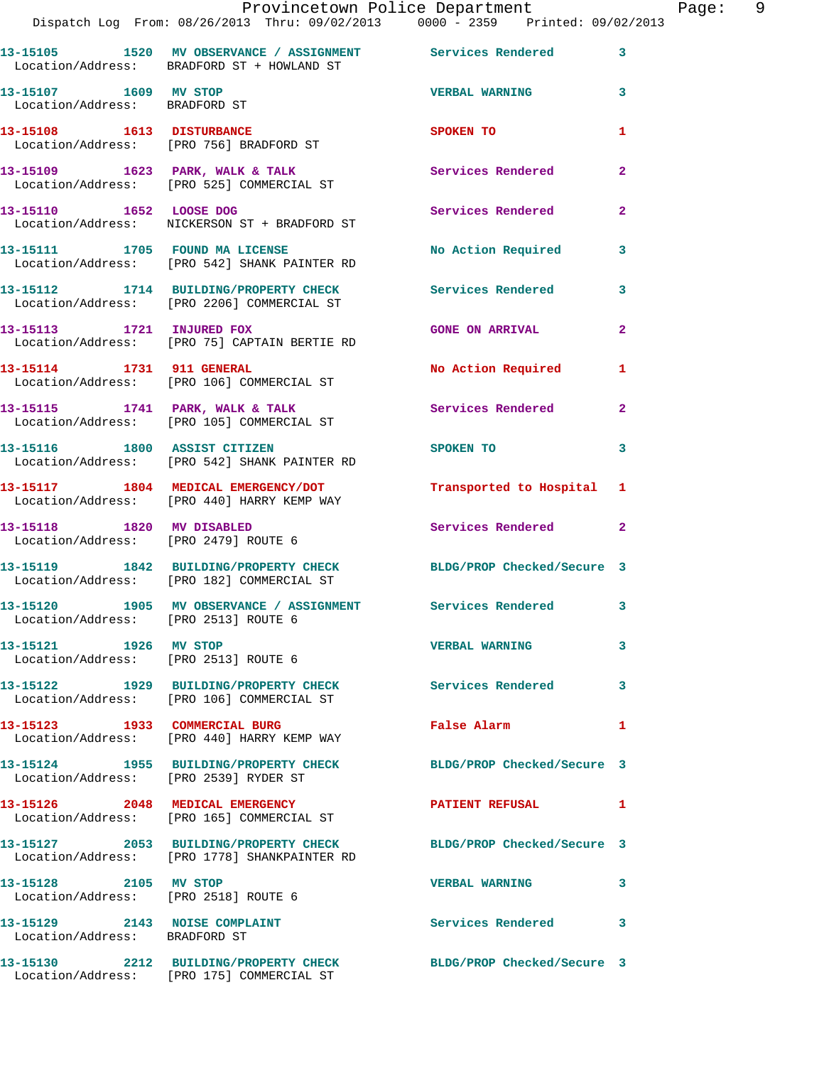13-15105 1520 MV OBSERVANCE / ASSIGNMENT Services Rendered 3
Location/Address: BRADFORD ST + HOWLAND ST

13-15107 1609 MV STOP VERBAL WARNING 3
Location/Address: BRADFORD ST

13-15108 1613 DISTURBANCE SPOKEN TO 1
Location/Address: [PRO 756] BRADFORD ST

13-15109 1623 PARK, WALK & TALK Services Rendered 2
Location/Address: [PRO 525] COMMERCIAL ST

13-15110 1652 LOOSE DOG Services Rendered 2
Location/Address: NICKERSON ST + BRADFORD ST

13-15111 1705 FOUND MA LICENSE No Action Required 3
Location/Address: [PRO 542] SHANK PAINTER RD

13-15112 1714 BUILDING/PROPERTY CHECK Services Rendered 3
Location/Address: [PRO 2206] COMMERCIAL ST

13-15113 1721 INJURED FOX GONE ON ARRIVAL 2
Location/Address: [PRO 75] CAPTAIN BERTIE RD

13-15114 1731 911 GENERAL No Action Required 1
Location/Address: [PRO 106] COMMERCIAL ST

13-15115 1741 PARK, WALK & TALK Services Rendered 2
Location/Address: [PRO 105] COMMERCIAL ST

13-15116 1800 ASSIST CITIZEN SPOKEN TO 3
Location/Address: [PRO 542] SHANK PAINTER RD

13-15117 1804 MEDICAL EMERGENCY/DOT Transported to Hospital 1
Location/Address: [PRO 440] HARRY KEMP WAY

13-15118 1820 MV DISABLED Services Rendered 2
Location/Address: [PRO 2479] ROUTE 6

13-15119 1842 BUILDING/PROPERTY CHECK BLDG/PROP Checked/Secure 3
Location/Address: [PRO 182] COMMERCIAL ST

13-15120 1905 MV OBSERVANCE / ASSIGNMENT Services Rendered 3
Location/Address: [PRO 2513] ROUTE 6

13-15121 1926 MV STOP VERBAL WARNING 3
Location/Address: [PRO 2513] ROUTE 6

13-15122 1929 BUILDING/PROPERTY CHECK Services Rendered 3
Location/Address: [PRO 106] COMMERCIAL ST

13-15123 1933 COMMERCIAL BURG False Alarm 1
Location/Address: [PRO 440] HARRY KEMP WAY

13-15124 1955 BUILDING/PROPERTY CHECK BLDG/PROP Checked/Secure 3
Location/Address: [PRO 2539] RYDER ST

13-15126 2048 MEDICAL EMERGENCY PATIENT REFUSAL 1
Location/Address: [PRO 165] COMMERCIAL ST

13-15127 2053 BUILDING/PROPERTY CHECK BLDG/PROP Checked/Secure 3
Location/Address: [PRO 1778] SHANKPAINTER RD

13-15128 2105 MV STOP VERBAL WARNING 3
Location/Address: [PRO 2518] ROUTE 6

13-15129 2143 NOISE COMPLAINT Services Rendered 3
Location/Address: BRADFORD ST

13-15130 2212 BUILDING/PROPERTY CHECK BLDG/PROP Checked/Secure 3
Location/Address: [PRO 175] COMMERCIAL ST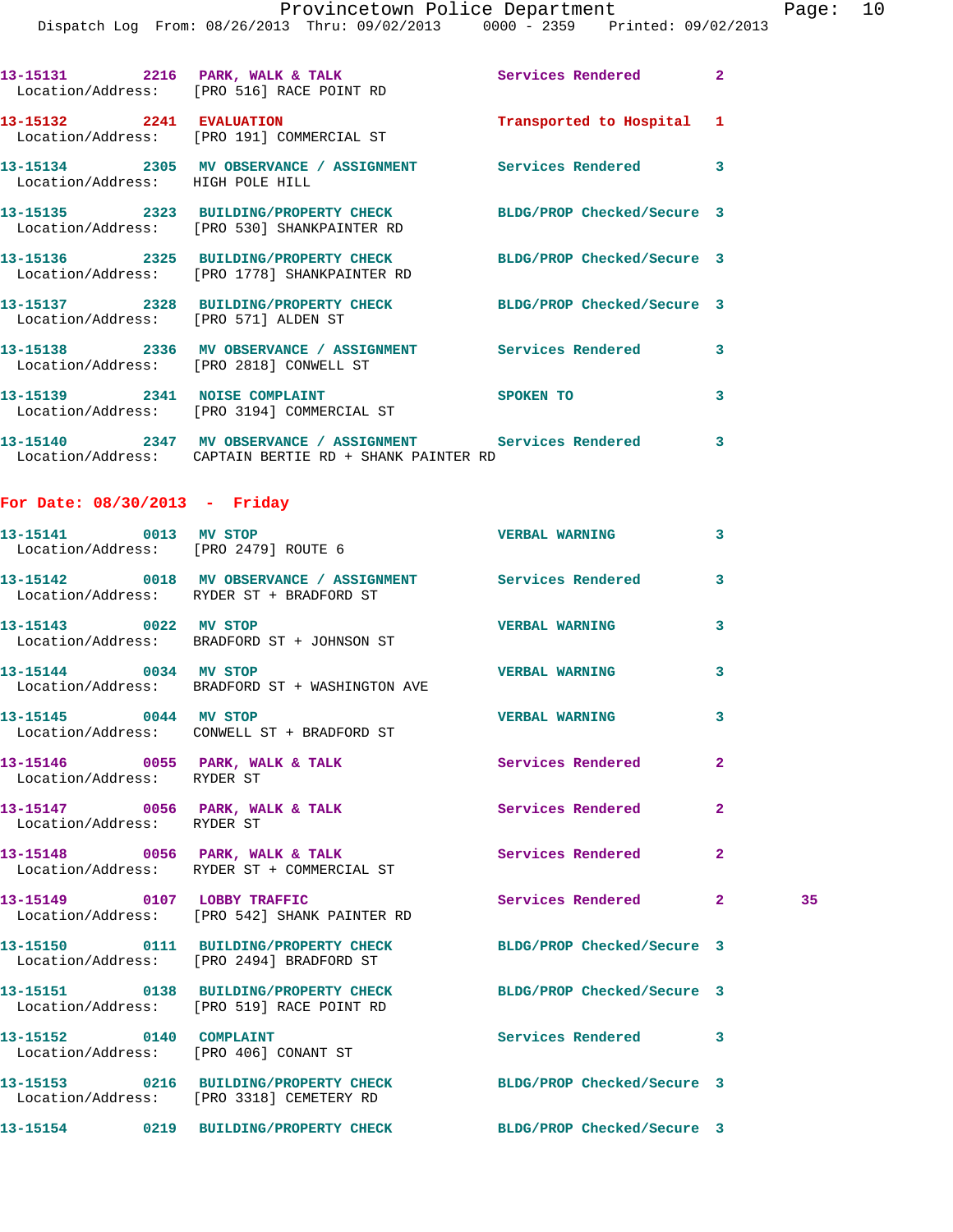13-15131 2216 PARK, WALK & TALK Services Rendered 2
Location/Address: [PRO 516] RACE POINT RD

13-15132 2241 EVALUATION Transported to Hospital 1
Location/Address: [PRO 191] COMMERCIAL ST

13-15134 2305 MV OBSERVANCE / ASSIGNMENT Services Rendered 3
Location/Address: HIGH POLE HILL

13-15135 2323 BUILDING/PROPERTY CHECK BLDG/PROP Checked/Secure 3
Location/Address: [PRO 530] SHANKPAINTER RD

13-15136 2325 BUILDING/PROPERTY CHECK BLDG/PROP Checked/Secure 3
Location/Address: [PRO 1778] SHANKPAINTER RD

13-15137 2328 BUILDING/PROPERTY CHECK BLDG/PROP Checked/Secure 3
Location/Address: [PRO 571] ALDEN ST

13-15138 2336 MV OBSERVANCE / ASSIGNMENT Services Rendered 3
Location/Address: [PRO 2818] CONWELL ST

13-15139 2341 NOISE COMPLAINT SPOKEN TO 3
Location/Address: [PRO 3194] COMMERCIAL ST

13-15140 2347 MV OBSERVANCE / ASSIGNMENT Services Rendered 3
Location/Address: CAPTAIN BERTIE RD + SHANK PAINTER RD

## For Date: 08/30/2013 - Friday

13-15141 0013 MV STOP VERBAL WARNING 3
Location/Address: [PRO 2479] ROUTE 6

13-15142 0018 MV OBSERVANCE / ASSIGNMENT Services Rendered 3
Location/Address: RYDER ST + BRADFORD ST

13-15143 0022 MV STOP VERBAL WARNING 3
Location/Address: BRADFORD ST + JOHNSON ST

13-15144 0034 MV STOP VERBAL WARNING 3
Location/Address: BRADFORD ST + WASHINGTON AVE

13-15145 0044 MV STOP VERBAL WARNING 3
Location/Address: CONWELL ST + BRADFORD ST

13-15146 0055 PARK, WALK & TALK Services Rendered 2
Location/Address: RYDER ST

13-15147 0056 PARK, WALK & TALK Services Rendered 2
Location/Address: RYDER ST

13-15148 0056 PARK, WALK & TALK Services Rendered 2
Location/Address: RYDER ST + COMMERCIAL ST

13-15149 0107 LOBBY TRAFFIC Services Rendered 2 35
Location/Address: [PRO 542] SHANK PAINTER RD

13-15150 0111 BUILDING/PROPERTY CHECK BLDG/PROP Checked/Secure 3
Location/Address: [PRO 2494] BRADFORD ST

13-15151 0138 BUILDING/PROPERTY CHECK BLDG/PROP Checked/Secure 3
Location/Address: [PRO 519] RACE POINT RD

13-15152 0140 COMPLAINT Services Rendered 3
Location/Address: [PRO 406] CONANT ST

13-15153 0216 BUILDING/PROPERTY CHECK BLDG/PROP Checked/Secure 3
Location/Address: [PRO 3318] CEMETERY RD

13-15154 0219 BUILDING/PROPERTY CHECK BLDG/PROP Checked/Secure 3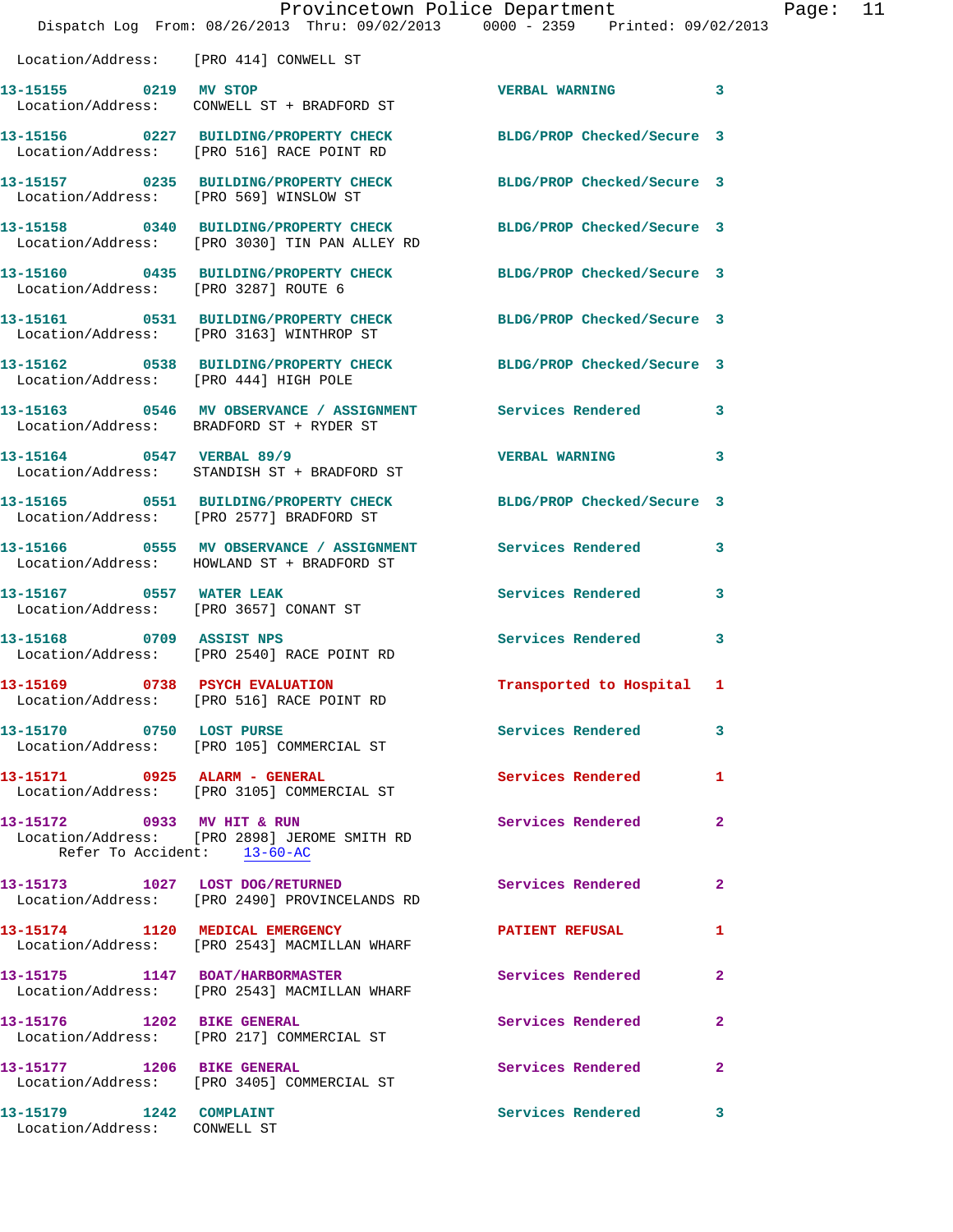Location/Address: [PRO 414] CONWELL ST

**13-15155** 0219 **MV STOP** VERBAL WARNING 3
Location/Address: CONWELL ST + BRADFORD ST

**13-15156** 0227 **BUILDING/PROPERTY CHECK** BLDG/PROP Checked/Secure 3
Location/Address: [PRO 516] RACE POINT RD

**13-15157** 0235 **BUILDING/PROPERTY CHECK** BLDG/PROP Checked/Secure 3
Location/Address: [PRO 569] WINSLOW ST

**13-15158** 0340 **BUILDING/PROPERTY CHECK** BLDG/PROP Checked/Secure 3
Location/Address: [PRO 3030] TIN PAN ALLEY RD

**13-15160** 0435 **BUILDING/PROPERTY CHECK** BLDG/PROP Checked/Secure 3
Location/Address: [PRO 3287] ROUTE 6

**13-15161** 0531 **BUILDING/PROPERTY CHECK** BLDG/PROP Checked/Secure 3
Location/Address: [PRO 3163] WINTHROP ST

**13-15162** 0538 **BUILDING/PROPERTY CHECK** BLDG/PROP Checked/Secure 3
Location/Address: [PRO 444] HIGH POLE

**13-15163** 0546 **MV OBSERVANCE / ASSIGNMENT** Services Rendered 3
Location/Address: BRADFORD ST + RYDER ST

**13-15164** 0547 **VERBAL 89/9** VERBAL WARNING 3
Location/Address: STANDISH ST + BRADFORD ST

**13-15165** 0551 **BUILDING/PROPERTY CHECK** BLDG/PROP Checked/Secure 3
Location/Address: [PRO 2577] BRADFORD ST

**13-15166** 0555 **MV OBSERVANCE / ASSIGNMENT** Services Rendered 3
Location/Address: HOWLAND ST + BRADFORD ST

**13-15167** 0557 **WATER LEAK** Services Rendered 3
Location/Address: [PRO 3657] CONANT ST

**13-15168** 0709 **ASSIST NPS** Services Rendered 3
Location/Address: [PRO 2540] RACE POINT RD

**13-15169** 0738 **PSYCH EVALUATION** Transported to Hospital 1
Location/Address: [PRO 516] RACE POINT RD

**13-15170** 0750 **LOST PURSE** Services Rendered 3
Location/Address: [PRO 105] COMMERCIAL ST

**13-15171** 0925 **ALARM - GENERAL** Services Rendered 1
Location/Address: [PRO 3105] COMMERCIAL ST

**13-15172** 0933 **MV HIT & RUN** Services Rendered 2
Location/Address: [PRO 2898] JEROME SMITH RD
Refer To Accident: 13-60-AC

**13-15173** 1027 **LOST DOG/RETURNED** Services Rendered 2
Location/Address: [PRO 2490] PROVINCELANDS RD

**13-15174** 1120 **MEDICAL EMERGENCY** PATIENT REFUSAL 1
Location/Address: [PRO 2543] MACMILLAN WHARF

**13-15175** 1147 **BOAT/HARBORMASTER** Services Rendered 2
Location/Address: [PRO 2543] MACMILLAN WHARF

**13-15176** 1202 **BIKE GENERAL** Services Rendered 2
Location/Address: [PRO 217] COMMERCIAL ST

**13-15177** 1206 **BIKE GENERAL** Services Rendered 2
Location/Address: [PRO 3405] COMMERCIAL ST

**13-15179** 1242 **COMPLAINT** Services Rendered 3
Location/Address: CONWELL ST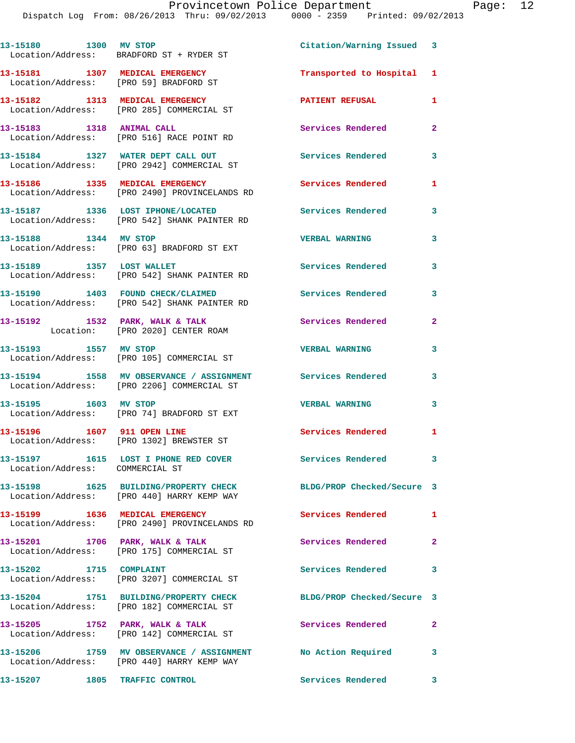| Call Number | Time | Call Reason | Action | Priority |
|---|---|---|---|---|
| 13-15180 | 1300 | MV STOP | Citation/Warning Issued | 3 |
| Location/Address: BRADFORD ST + RYDER ST | | | | |
| 13-15181 | 1307 | MEDICAL EMERGENCY | Transported to Hospital | 1 |
| Location/Address: [PRO 59] BRADFORD ST | | | | |
| 13-15182 | 1313 | MEDICAL EMERGENCY | PATIENT REFUSAL | 1 |
| Location/Address: [PRO 285] COMMERCIAL ST | | | | |
| 13-15183 | 1318 | ANIMAL CALL | Services Rendered | 2 |
| Location/Address: [PRO 516] RACE POINT RD | | | | |
| 13-15184 | 1327 | WATER DEPT CALL OUT | Services Rendered | 3 |
| Location/Address: [PRO 2942] COMMERCIAL ST | | | | |
| 13-15186 | 1335 | MEDICAL EMERGENCY | Services Rendered | 1 |
| Location/Address: [PRO 2490] PROVINCELANDS RD | | | | |
| 13-15187 | 1336 | LOST IPHONE/LOCATED | Services Rendered | 3 |
| Location/Address: [PRO 542] SHANK PAINTER RD | | | | |
| 13-15188 | 1344 | MV STOP | VERBAL WARNING | 3 |
| Location/Address: [PRO 63] BRADFORD ST EXT | | | | |
| 13-15189 | 1357 | LOST WALLET | Services Rendered | 3 |
| Location/Address: [PRO 542] SHANK PAINTER RD | | | | |
| 13-15190 | 1403 | FOUND CHECK/CLAIMED | Services Rendered | 3 |
| Location/Address: [PRO 542] SHANK PAINTER RD | | | | |
| 13-15192 | 1532 | PARK, WALK & TALK | Services Rendered | 2 |
| Location: [PRO 2020] CENTER ROAM | | | | |
| 13-15193 | 1557 | MV STOP | VERBAL WARNING | 3 |
| Location/Address: [PRO 105] COMMERCIAL ST | | | | |
| 13-15194 | 1558 | MV OBSERVANCE / ASSIGNMENT | Services Rendered | 3 |
| Location/Address: [PRO 2206] COMMERCIAL ST | | | | |
| 13-15195 | 1603 | MV STOP | VERBAL WARNING | 3 |
| Location/Address: [PRO 74] BRADFORD ST EXT | | | | |
| 13-15196 | 1607 | 911 OPEN LINE | Services Rendered | 1 |
| Location/Address: [PRO 1302] BREWSTER ST | | | | |
| 13-15197 | 1615 | LOST I PHONE RED COVER | Services Rendered | 3 |
| Location/Address: COMMERCIAL ST | | | | |
| 13-15198 | 1625 | BUILDING/PROPERTY CHECK | BLDG/PROP Checked/Secure | 3 |
| Location/Address: [PRO 440] HARRY KEMP WAY | | | | |
| 13-15199 | 1636 | MEDICAL EMERGENCY | Services Rendered | 1 |
| Location/Address: [PRO 2490] PROVINCELANDS RD | | | | |
| 13-15201 | 1706 | PARK, WALK & TALK | Services Rendered | 2 |
| Location/Address: [PRO 175] COMMERCIAL ST | | | | |
| 13-15202 | 1715 | COMPLAINT | Services Rendered | 3 |
| Location/Address: [PRO 3207] COMMERCIAL ST | | | | |
| 13-15204 | 1751 | BUILDING/PROPERTY CHECK | BLDG/PROP Checked/Secure | 3 |
| Location/Address: [PRO 182] COMMERCIAL ST | | | | |
| 13-15205 | 1752 | PARK, WALK & TALK | Services Rendered | 2 |
| Location/Address: [PRO 142] COMMERCIAL ST | | | | |
| 13-15206 | 1759 | MV OBSERVANCE / ASSIGNMENT | No Action Required | 3 |
| Location/Address: [PRO 440] HARRY KEMP WAY | | | | |
| 13-15207 | 1805 | TRAFFIC CONTROL | Services Rendered | 3 |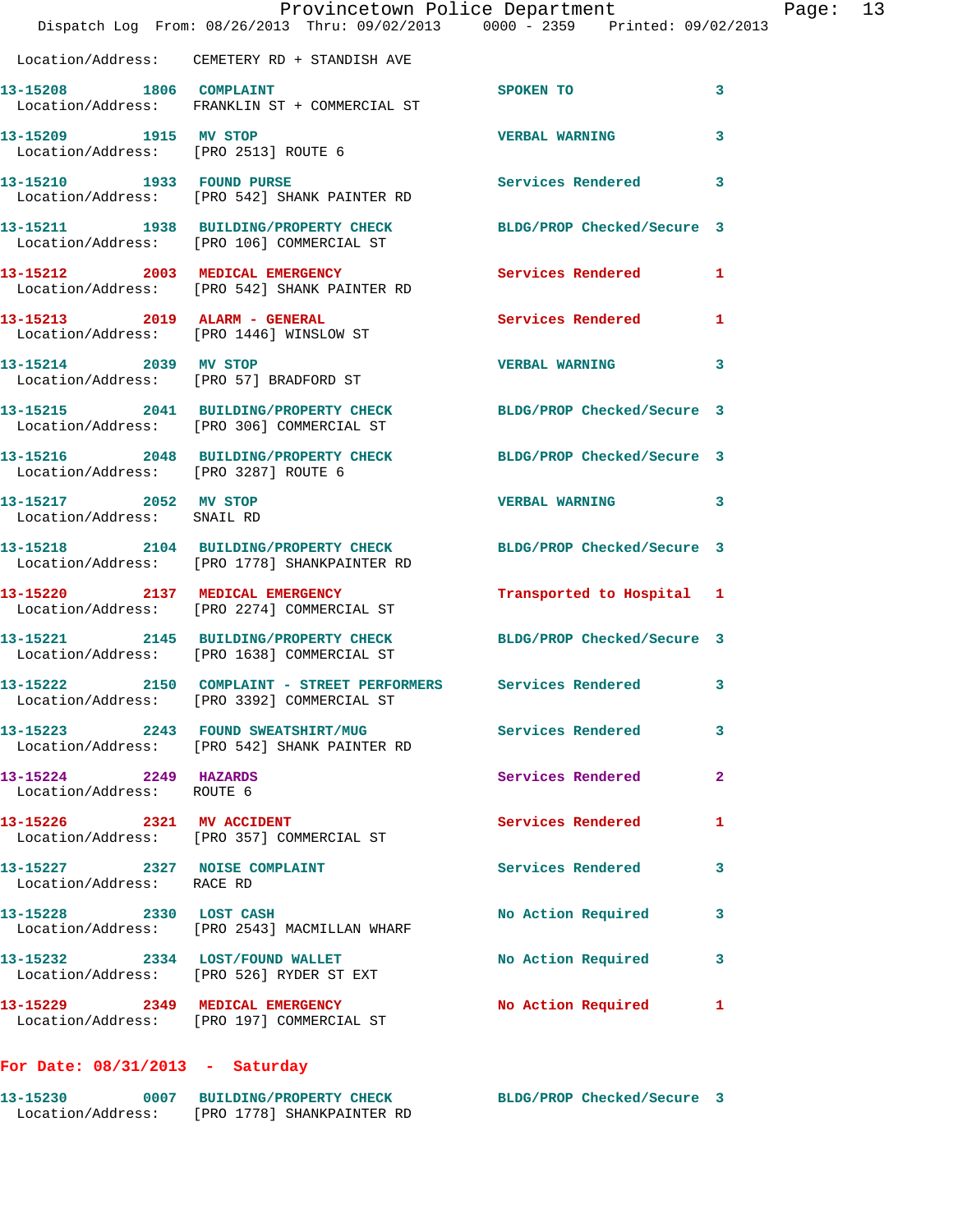Location/Address: CEMETERY RD + STANDISH AVE

| Call # | Time | Type | Disposition | Priority |
|---|---|---|---|---|
| 13-15208 | 1806 | COMPLAINT | SPOKEN TO | 3 |
| Location/Address: | | FRANKLIN ST + COMMERCIAL ST | | |
| 13-15209 | 1915 | MV STOP | VERBAL WARNING | 3 |
| Location/Address: | | [PRO 2513] ROUTE 6 | | |
| 13-15210 | 1933 | FOUND PURSE | Services Rendered | 3 |
| Location/Address: | | [PRO 542] SHANK PAINTER RD | | |
| 13-15211 | 1938 | BUILDING/PROPERTY CHECK | BLDG/PROP Checked/Secure | 3 |
| Location/Address: | | [PRO 106] COMMERCIAL ST | | |
| 13-15212 | 2003 | MEDICAL EMERGENCY | Services Rendered | 1 |
| Location/Address: | | [PRO 542] SHANK PAINTER RD | | |
| 13-15213 | 2019 | ALARM - GENERAL | Services Rendered | 1 |
| Location/Address: | | [PRO 1446] WINSLOW ST | | |
| 13-15214 | 2039 | MV STOP | VERBAL WARNING | 3 |
| Location/Address: | | [PRO 57] BRADFORD ST | | |
| 13-15215 | 2041 | BUILDING/PROPERTY CHECK | BLDG/PROP Checked/Secure | 3 |
| Location/Address: | | [PRO 306] COMMERCIAL ST | | |
| 13-15216 | 2048 | BUILDING/PROPERTY CHECK | BLDG/PROP Checked/Secure | 3 |
| Location/Address: | | [PRO 3287] ROUTE 6 | | |
| 13-15217 | 2052 | MV STOP | VERBAL WARNING | 3 |
| Location/Address: | | SNAIL RD | | |
| 13-15218 | 2104 | BUILDING/PROPERTY CHECK | BLDG/PROP Checked/Secure | 3 |
| Location/Address: | | [PRO 1778] SHANKPAINTER RD | | |
| 13-15220 | 2137 | MEDICAL EMERGENCY | Transported to Hospital | 1 |
| Location/Address: | | [PRO 2274] COMMERCIAL ST | | |
| 13-15221 | 2145 | BUILDING/PROPERTY CHECK | BLDG/PROP Checked/Secure | 3 |
| Location/Address: | | [PRO 1638] COMMERCIAL ST | | |
| 13-15222 | 2150 | COMPLAINT - STREET PERFORMERS | Services Rendered | 3 |
| Location/Address: | | [PRO 3392] COMMERCIAL ST | | |
| 13-15223 | 2243 | FOUND SWEATSHIRT/MUG | Services Rendered | 3 |
| Location/Address: | | [PRO 542] SHANK PAINTER RD | | |
| 13-15224 | 2249 | HAZARDS | Services Rendered | 2 |
| Location/Address: | | ROUTE 6 | | |
| 13-15226 | 2321 | MV ACCIDENT | Services Rendered | 1 |
| Location/Address: | | [PRO 357] COMMERCIAL ST | | |
| 13-15227 | 2327 | NOISE COMPLAINT | Services Rendered | 3 |
| Location/Address: | | RACE RD | | |
| 13-15228 | 2330 | LOST CASH | No Action Required | 3 |
| Location/Address: | | [PRO 2543] MACMILLAN WHARF | | |
| 13-15232 | 2334 | LOST/FOUND WALLET | No Action Required | 3 |
| Location/Address: | | [PRO 526] RYDER ST EXT | | |
| 13-15229 | 2349 | MEDICAL EMERGENCY | No Action Required | 1 |
| Location/Address: | | [PRO 197] COMMERCIAL ST | | |

## For Date: 08/31/2013 - Saturday

| Call # | Time | Type | Disposition | Priority |
|---|---|---|---|---|
| 13-15230 | 0007 | BUILDING/PROPERTY CHECK | BLDG/PROP Checked/Secure | 3 |
| Location/Address: | | [PRO 1778] SHANKPAINTER RD | | |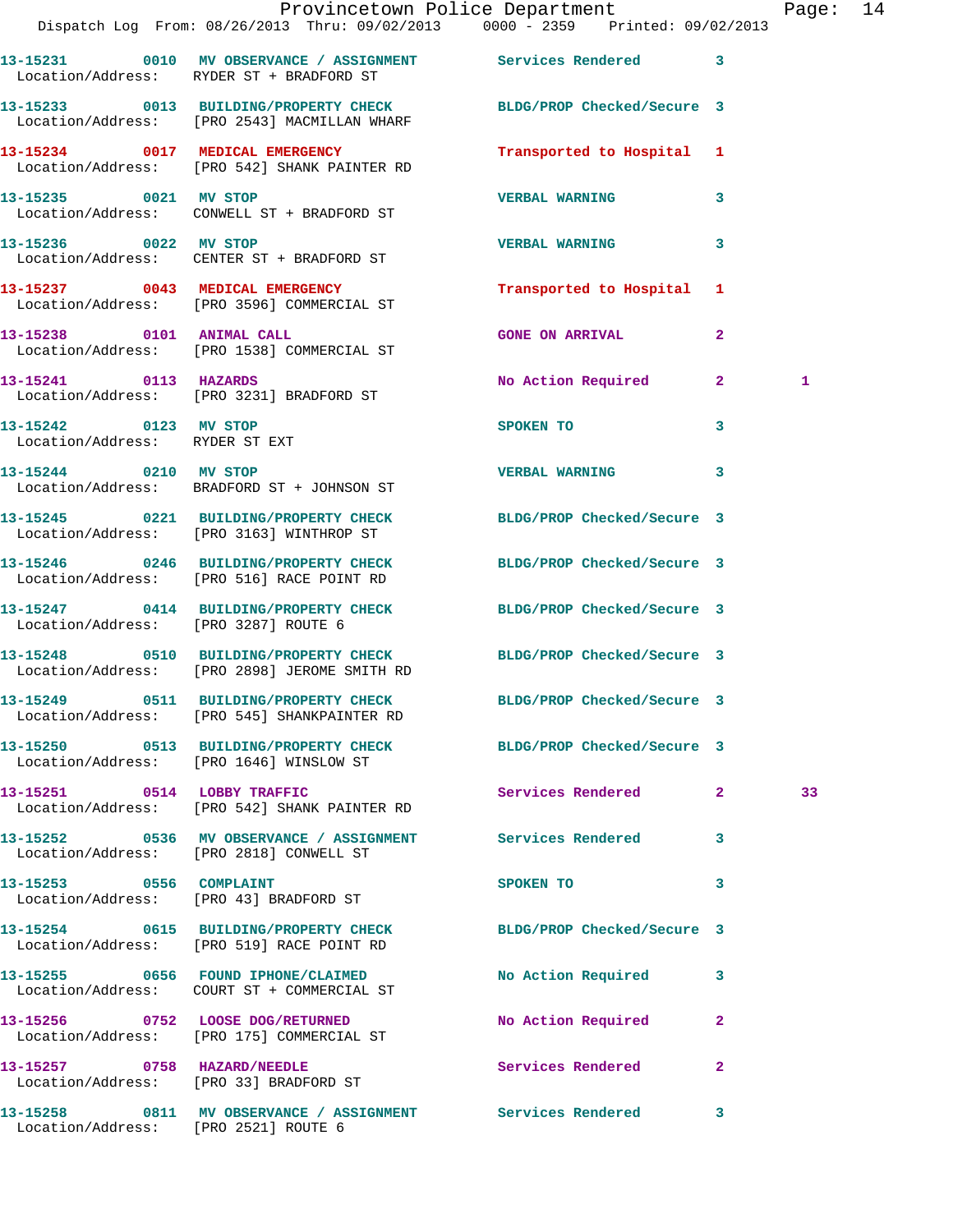13-15231 0010 MV OBSERVANCE / ASSIGNMENT Services Rendered 3
Location/Address: RYDER ST + BRADFORD ST

13-15233 0013 BUILDING/PROPERTY CHECK BLDG/PROP Checked/Secure 3
Location/Address: [PRO 2543] MACMILLAN WHARF

13-15234 0017 MEDICAL EMERGENCY Transported to Hospital 1
Location/Address: [PRO 542] SHANK PAINTER RD

13-15235 0021 MV STOP VERBAL WARNING 3
Location/Address: CONWELL ST + BRADFORD ST

13-15236 0022 MV STOP VERBAL WARNING 3
Location/Address: CENTER ST + BRADFORD ST

13-15237 0043 MEDICAL EMERGENCY Transported to Hospital 1
Location/Address: [PRO 3596] COMMERCIAL ST

13-15238 0101 ANIMAL CALL GONE ON ARRIVAL 2
Location/Address: [PRO 1538] COMMERCIAL ST

13-15241 0113 HAZARDS No Action Required 2 1
Location/Address: [PRO 3231] BRADFORD ST

13-15242 0123 MV STOP SPOKEN TO 3
Location/Address: RYDER ST EXT

13-15244 0210 MV STOP VERBAL WARNING 3
Location/Address: BRADFORD ST + JOHNSON ST

13-15245 0221 BUILDING/PROPERTY CHECK BLDG/PROP Checked/Secure 3
Location/Address: [PRO 3163] WINTHROP ST

13-15246 0246 BUILDING/PROPERTY CHECK BLDG/PROP Checked/Secure 3
Location/Address: [PRO 516] RACE POINT RD

13-15247 0414 BUILDING/PROPERTY CHECK BLDG/PROP Checked/Secure 3
Location/Address: [PRO 3287] ROUTE 6

13-15248 0510 BUILDING/PROPERTY CHECK BLDG/PROP Checked/Secure 3
Location/Address: [PRO 2898] JEROME SMITH RD

13-15249 0511 BUILDING/PROPERTY CHECK BLDG/PROP Checked/Secure 3
Location/Address: [PRO 545] SHANKPAINTER RD

13-15250 0513 BUILDING/PROPERTY CHECK BLDG/PROP Checked/Secure 3
Location/Address: [PRO 1646] WINSLOW ST

13-15251 0514 LOBBY TRAFFIC Services Rendered 2 33
Location/Address: [PRO 542] SHANK PAINTER RD

13-15252 0536 MV OBSERVANCE / ASSIGNMENT Services Rendered 3
Location/Address: [PRO 2818] CONWELL ST

13-15253 0556 COMPLAINT SPOKEN TO 3
Location/Address: [PRO 43] BRADFORD ST

13-15254 0615 BUILDING/PROPERTY CHECK BLDG/PROP Checked/Secure 3
Location/Address: [PRO 519] RACE POINT RD

13-15255 0656 FOUND IPHONE/CLAIMED No Action Required 3
Location/Address: COURT ST + COMMERCIAL ST

13-15256 0752 LOOSE DOG/RETURNED No Action Required 2
Location/Address: [PRO 175] COMMERCIAL ST

13-15257 0758 HAZARD/NEEDLE Services Rendered 2
Location/Address: [PRO 33] BRADFORD ST

13-15258 0811 MV OBSERVANCE / ASSIGNMENT Services Rendered 3
Location/Address: [PRO 2521] ROUTE 6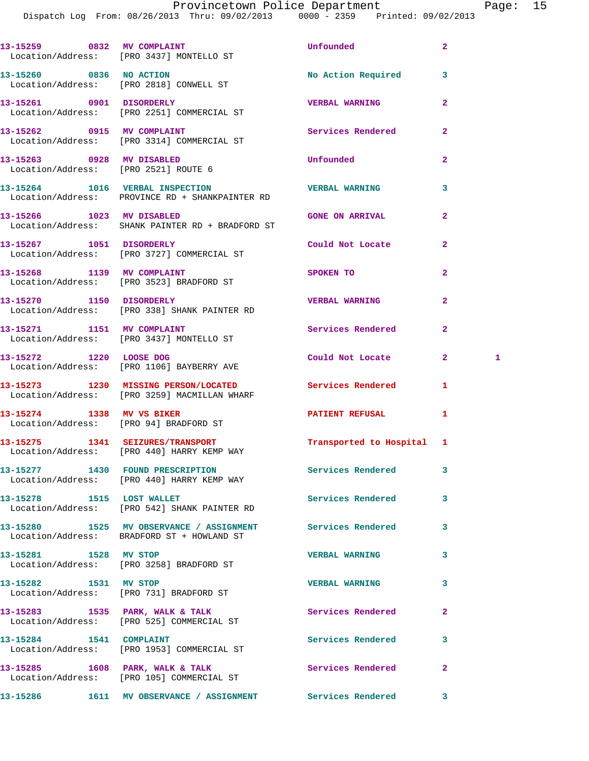13-15259 0832 MV COMPLAINT Unfounded 2
Location/Address: [PRO 3437] MONTELLO ST

13-15260 0836 NO ACTION No Action Required 3
Location/Address: [PRO 2818] CONWELL ST

13-15261 0901 DISORDERLY VERBAL WARNING 2
Location/Address: [PRO 2251] COMMERCIAL ST

13-15262 0915 MV COMPLAINT Services Rendered 2
Location/Address: [PRO 3314] COMMERCIAL ST

13-15263 0928 MV DISABLED Unfounded 2
Location/Address: [PRO 2521] ROUTE 6

13-15264 1016 VERBAL INSPECTION VERBAL WARNING 3
Location/Address: PROVINCE RD + SHANKPAINTER RD

13-15266 1023 MV DISABLED GONE ON ARRIVAL 2
Location/Address: SHANK PAINTER RD + BRADFORD ST

13-15267 1051 DISORDERLY Could Not Locate 2
Location/Address: [PRO 3727] COMMERCIAL ST

13-15268 1139 MV COMPLAINT SPOKEN TO 2
Location/Address: [PRO 3523] BRADFORD ST

13-15270 1150 DISORDERLY VERBAL WARNING 2
Location/Address: [PRO 338] SHANK PAINTER RD

13-15271 1151 MV COMPLAINT Services Rendered 2
Location/Address: [PRO 3437] MONTELLO ST

13-15272 1220 LOOSE DOG Could Not Locate 2 1
Location/Address: [PRO 1106] BAYBERRY AVE

13-15273 1230 MISSING PERSON/LOCATED Services Rendered 1
Location/Address: [PRO 3259] MACMILLAN WHARF

13-15274 1338 MV VS BIKER PATIENT REFUSAL 1
Location/Address: [PRO 94] BRADFORD ST

13-15275 1341 SEIZURES/TRANSPORT Transported to Hospital 1
Location/Address: [PRO 440] HARRY KEMP WAY

13-15277 1430 FOUND PRESCRIPTION Services Rendered 3
Location/Address: [PRO 440] HARRY KEMP WAY

13-15278 1515 LOST WALLET Services Rendered 3
Location/Address: [PRO 542] SHANK PAINTER RD

13-15280 1525 MV OBSERVANCE / ASSIGNMENT Services Rendered 3
Location/Address: BRADFORD ST + HOWLAND ST

13-15281 1528 MV STOP VERBAL WARNING 3
Location/Address: [PRO 3258] BRADFORD ST

13-15282 1531 MV STOP VERBAL WARNING 3
Location/Address: [PRO 731] BRADFORD ST

13-15283 1535 PARK, WALK & TALK Services Rendered 2
Location/Address: [PRO 525] COMMERCIAL ST

13-15284 1541 COMPLAINT Services Rendered 3
Location/Address: [PRO 1953] COMMERCIAL ST

13-15285 1608 PARK, WALK & TALK Services Rendered 2
Location/Address: [PRO 105] COMMERCIAL ST

13-15286 1611 MV OBSERVANCE / ASSIGNMENT Services Rendered 3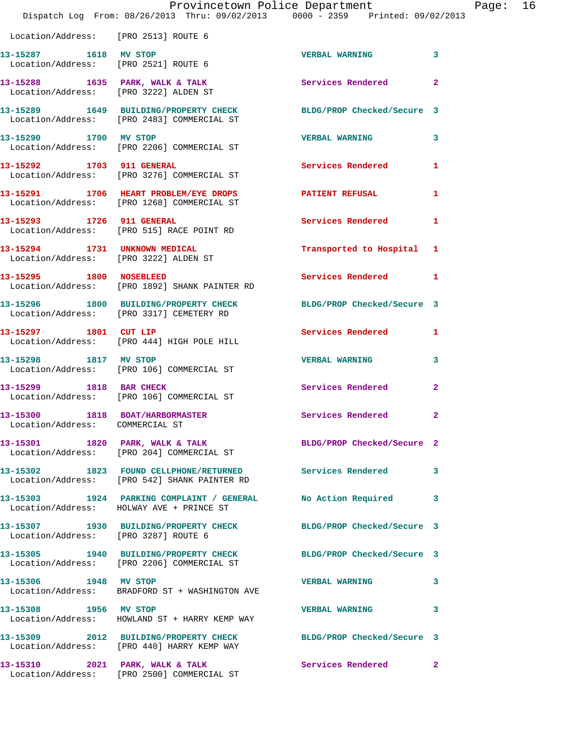Location/Address: [PRO 2513] ROUTE 6

| Call # | Time | Call Reason | Action | Priority |
|---|---|---|---|---|
| 13-15287 | 1618 | MV STOP | VERBAL WARNING | 3 |
| Location/Address: [PRO 2521] ROUTE 6 | | | | |
| 13-15288 | 1635 | PARK, WALK & TALK | Services Rendered | 2 |
| Location/Address: [PRO 3222] ALDEN ST | | | | |
| 13-15289 | 1649 | BUILDING/PROPERTY CHECK | BLDG/PROP Checked/Secure | 3 |
| Location/Address: [PRO 2483] COMMERCIAL ST | | | | |
| 13-15290 | 1700 | MV STOP | VERBAL WARNING | 3 |
| Location/Address: [PRO 2206] COMMERCIAL ST | | | | |
| 13-15292 | 1703 | 911 GENERAL | Services Rendered | 1 |
| Location/Address: [PRO 3276] COMMERCIAL ST | | | | |
| 13-15291 | 1706 | HEART PROBLEM/EYE DROPS | PATIENT REFUSAL | 1 |
| Location/Address: [PRO 1268] COMMERCIAL ST | | | | |
| 13-15293 | 1726 | 911 GENERAL | Services Rendered | 1 |
| Location/Address: [PRO 515] RACE POINT RD | | | | |
| 13-15294 | 1731 | UNKNOWN MEDICAL | Transported to Hospital | 1 |
| Location/Address: [PRO 3222] ALDEN ST | | | | |
| 13-15295 | 1800 | NOSEBLEED | Services Rendered | 1 |
| Location/Address: [PRO 1892] SHANK PAINTER RD | | | | |
| 13-15296 | 1800 | BUILDING/PROPERTY CHECK | BLDG/PROP Checked/Secure | 3 |
| Location/Address: [PRO 3317] CEMETERY RD | | | | |
| 13-15297 | 1801 | CUT LIP | Services Rendered | 1 |
| Location/Address: [PRO 444] HIGH POLE HILL | | | | |
| 13-15298 | 1817 | MV STOP | VERBAL WARNING | 3 |
| Location/Address: [PRO 106] COMMERCIAL ST | | | | |
| 13-15299 | 1818 | BAR CHECK | Services Rendered | 2 |
| Location/Address: [PRO 106] COMMERCIAL ST | | | | |
| 13-15300 | 1818 | BOAT/HARBORMASTER | Services Rendered | 2 |
| Location/Address: COMMERCIAL ST | | | | |
| 13-15301 | 1820 | PARK, WALK & TALK | BLDG/PROP Checked/Secure | 2 |
| Location/Address: [PRO 204] COMMERCIAL ST | | | | |
| 13-15302 | 1823 | FOUND CELLPHONE/RETURNED | Services Rendered | 3 |
| Location/Address: [PRO 542] SHANK PAINTER RD | | | | |
| 13-15303 | 1924 | PARKING COMPLAINT / GENERAL | No Action Required | 3 |
| Location/Address: HOLWAY AVE + PRINCE ST | | | | |
| 13-15307 | 1930 | BUILDING/PROPERTY CHECK | BLDG/PROP Checked/Secure | 3 |
| Location/Address: [PRO 3287] ROUTE 6 | | | | |
| 13-15305 | 1940 | BUILDING/PROPERTY CHECK | BLDG/PROP Checked/Secure | 3 |
| Location/Address: [PRO 2206] COMMERCIAL ST | | | | |
| 13-15306 | 1948 | MV STOP | VERBAL WARNING | 3 |
| Location/Address: BRADFORD ST + WASHINGTON AVE | | | | |
| 13-15308 | 1956 | MV STOP | VERBAL WARNING | 3 |
| Location/Address: HOWLAND ST + HARRY KEMP WAY | | | | |
| 13-15309 | 2012 | BUILDING/PROPERTY CHECK | BLDG/PROP Checked/Secure | 3 |
| Location/Address: [PRO 440] HARRY KEMP WAY | | | | |
| 13-15310 | 2021 | PARK, WALK & TALK | Services Rendered | 2 |
| Location/Address: [PRO 2500] COMMERCIAL ST | | | | |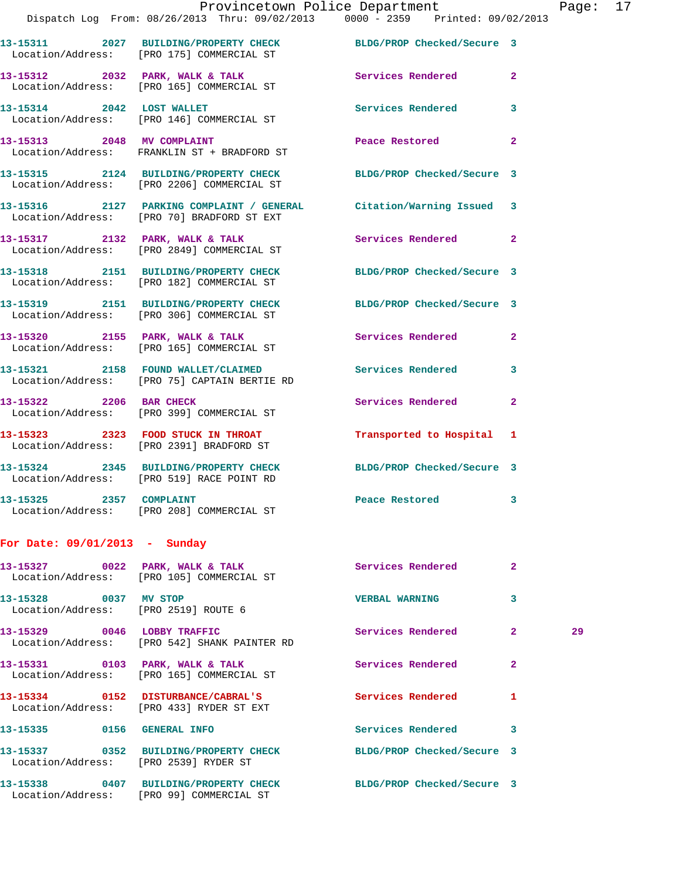13-15311 2027 BUILDING/PROPERTY CHECK BLDG/PROP Checked/Secure 3
Location/Address: [PRO 175] COMMERCIAL ST

13-15312 2032 PARK, WALK & TALK Services Rendered 2
Location/Address: [PRO 165] COMMERCIAL ST

13-15314 2042 LOST WALLET Services Rendered 3
Location/Address: [PRO 146] COMMERCIAL ST

13-15313 2048 MV COMPLAINT Peace Restored 2
Location/Address: FRANKLIN ST + BRADFORD ST

13-15315 2124 BUILDING/PROPERTY CHECK BLDG/PROP Checked/Secure 3
Location/Address: [PRO 2206] COMMERCIAL ST

13-15316 2127 PARKING COMPLAINT / GENERAL Citation/Warning Issued 3
Location/Address: [PRO 70] BRADFORD ST EXT

13-15317 2132 PARK, WALK & TALK Services Rendered 2
Location/Address: [PRO 2849] COMMERCIAL ST

13-15318 2151 BUILDING/PROPERTY CHECK BLDG/PROP Checked/Secure 3
Location/Address: [PRO 182] COMMERCIAL ST

13-15319 2151 BUILDING/PROPERTY CHECK BLDG/PROP Checked/Secure 3
Location/Address: [PRO 306] COMMERCIAL ST

13-15320 2155 PARK, WALK & TALK Services Rendered 2
Location/Address: [PRO 165] COMMERCIAL ST

13-15321 2158 FOUND WALLET/CLAIMED Services Rendered 3
Location/Address: [PRO 75] CAPTAIN BERTIE RD

13-15322 2206 BAR CHECK Services Rendered 2
Location/Address: [PRO 399] COMMERCIAL ST

13-15323 2323 FOOD STUCK IN THROAT Transported to Hospital 1
Location/Address: [PRO 2391] BRADFORD ST

13-15324 2345 BUILDING/PROPERTY CHECK BLDG/PROP Checked/Secure 3
Location/Address: [PRO 519] RACE POINT RD

13-15325 2357 COMPLAINT Peace Restored 3
Location/Address: [PRO 208] COMMERCIAL ST

## For Date: 09/01/2013 - Sunday

13-15327 0022 PARK, WALK & TALK Services Rendered 2
Location/Address: [PRO 105] COMMERCIAL ST

13-15328 0037 MV STOP VERBAL WARNING 3
Location/Address: [PRO 2519] ROUTE 6

13-15329 0046 LOBBY TRAFFIC Services Rendered 2 29
Location/Address: [PRO 542] SHANK PAINTER RD

13-15331 0103 PARK, WALK & TALK Services Rendered 2
Location/Address: [PRO 165] COMMERCIAL ST

13-15334 0152 DISTURBANCE/CABRAL'S Services Rendered 1
Location/Address: [PRO 433] RYDER ST EXT

13-15335 0156 GENERAL INFO Services Rendered 3

13-15337 0352 BUILDING/PROPERTY CHECK BLDG/PROP Checked/Secure 3
Location/Address: [PRO 2539] RYDER ST

13-15338 0407 BUILDING/PROPERTY CHECK BLDG/PROP Checked/Secure 3
Location/Address: [PRO 99] COMMERCIAL ST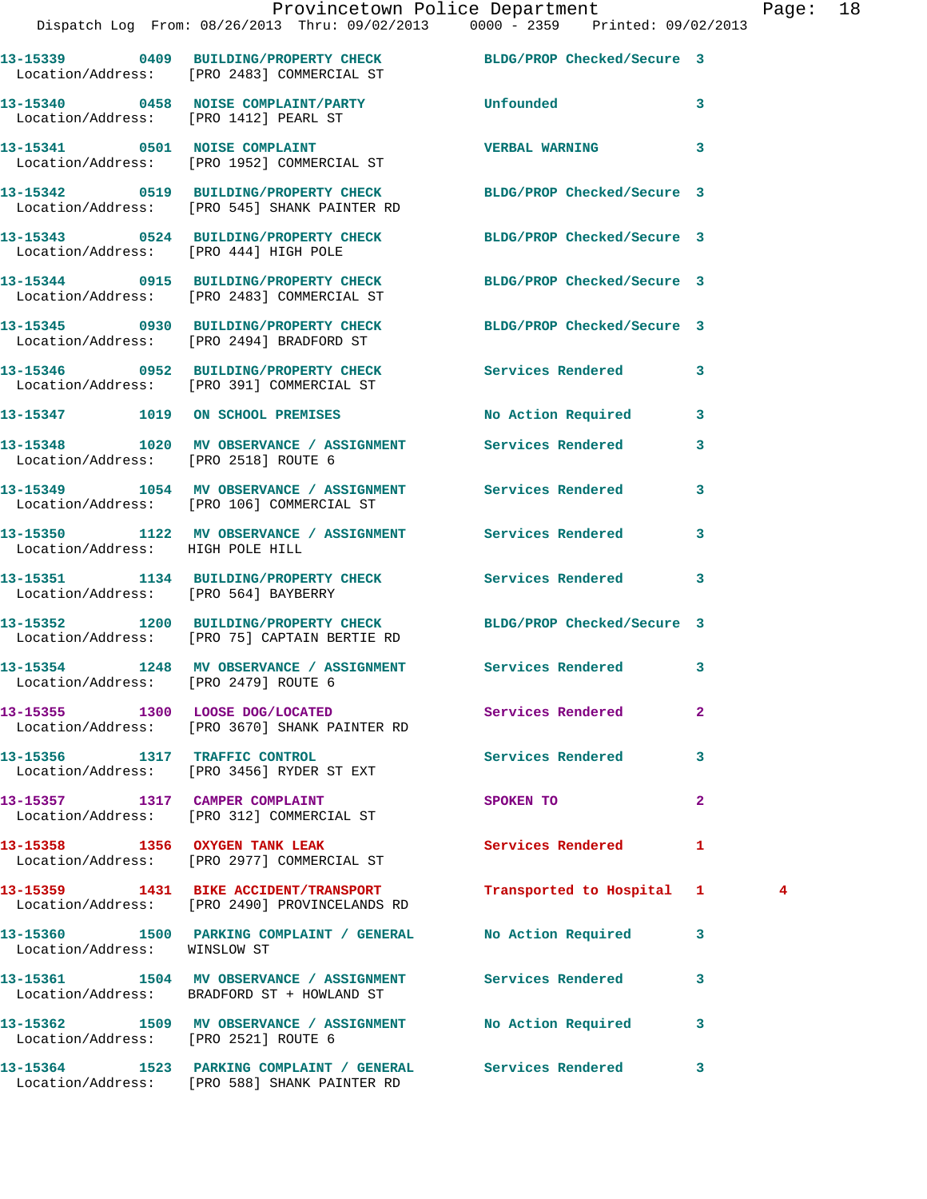| Call # | Time | Call Reason | Action | Priority | |
|---|---|---|---|---|---|
| 13-15339 | 0409 | BUILDING/PROPERTY CHECK | BLDG/PROP Checked/Secure | 3 | |
| Location/Address: [PRO 2483] COMMERCIAL ST | | | | | |
| 13-15340 | 0458 | NOISE COMPLAINT/PARTY | Unfounded | 3 | |
| Location/Address: [PRO 1412] PEARL ST | | | | | |
| 13-15341 | 0501 | NOISE COMPLAINT | VERBAL WARNING | 3 | |
| Location/Address: [PRO 1952] COMMERCIAL ST | | | | | |
| 13-15342 | 0519 | BUILDING/PROPERTY CHECK | BLDG/PROP Checked/Secure | 3 | |
| Location/Address: [PRO 545] SHANK PAINTER RD | | | | | |
| 13-15343 | 0524 | BUILDING/PROPERTY CHECK | BLDG/PROP Checked/Secure | 3 | |
| Location/Address: [PRO 444] HIGH POLE | | | | | |
| 13-15344 | 0915 | BUILDING/PROPERTY CHECK | BLDG/PROP Checked/Secure | 3 | |
| Location/Address: [PRO 2483] COMMERCIAL ST | | | | | |
| 13-15345 | 0930 | BUILDING/PROPERTY CHECK | BLDG/PROP Checked/Secure | 3 | |
| Location/Address: [PRO 2494] BRADFORD ST | | | | | |
| 13-15346 | 0952 | BUILDING/PROPERTY CHECK | Services Rendered | 3 | |
| Location/Address: [PRO 391] COMMERCIAL ST | | | | | |
| 13-15347 | 1019 | ON SCHOOL PREMISES | No Action Required | 3 | |
| 13-15348 | 1020 | MV OBSERVANCE / ASSIGNMENT | Services Rendered | 3 | |
| Location/Address: [PRO 2518] ROUTE 6 | | | | | |
| 13-15349 | 1054 | MV OBSERVANCE / ASSIGNMENT | Services Rendered | 3 | |
| Location/Address: [PRO 106] COMMERCIAL ST | | | | | |
| 13-15350 | 1122 | MV OBSERVANCE / ASSIGNMENT | Services Rendered | 3 | |
| Location/Address: HIGH POLE HILL | | | | | |
| 13-15351 | 1134 | BUILDING/PROPERTY CHECK | Services Rendered | 3 | |
| Location/Address: [PRO 564] BAYBERRY | | | | | |
| 13-15352 | 1200 | BUILDING/PROPERTY CHECK | BLDG/PROP Checked/Secure | 3 | |
| Location/Address: [PRO 75] CAPTAIN BERTIE RD | | | | | |
| 13-15354 | 1248 | MV OBSERVANCE / ASSIGNMENT | Services Rendered | 3 | |
| Location/Address: [PRO 2479] ROUTE 6 | | | | | |
| 13-15355 | 1300 | LOOSE DOG/LOCATED | Services Rendered | 2 | |
| Location/Address: [PRO 3670] SHANK PAINTER RD | | | | | |
| 13-15356 | 1317 | TRAFFIC CONTROL | Services Rendered | 3 | |
| Location/Address: [PRO 3456] RYDER ST EXT | | | | | |
| 13-15357 | 1317 | CAMPER COMPLAINT | SPOKEN TO | 2 | |
| Location/Address: [PRO 312] COMMERCIAL ST | | | | | |
| 13-15358 | 1356 | OXYGEN TANK LEAK | Services Rendered | 1 | |
| Location/Address: [PRO 2977] COMMERCIAL ST | | | | | |
| 13-15359 | 1431 | BIKE ACCIDENT/TRANSPORT | Transported to Hospital | 1 | 4 |
| Location/Address: [PRO 2490] PROVINCELANDS RD | | | | | |
| 13-15360 | 1500 | PARKING COMPLAINT / GENERAL | No Action Required | 3 | |
| Location/Address: WINSLOW ST | | | | | |
| 13-15361 | 1504 | MV OBSERVANCE / ASSIGNMENT | Services Rendered | 3 | |
| Location/Address: BRADFORD ST + HOWLAND ST | | | | | |
| 13-15362 | 1509 | MV OBSERVANCE / ASSIGNMENT | No Action Required | 3 | |
| Location/Address: [PRO 2521] ROUTE 6 | | | | | |
| 13-15364 | 1523 | PARKING COMPLAINT / GENERAL | Services Rendered | 3 | |
| Location/Address: [PRO 588] SHANK PAINTER RD | | | | | |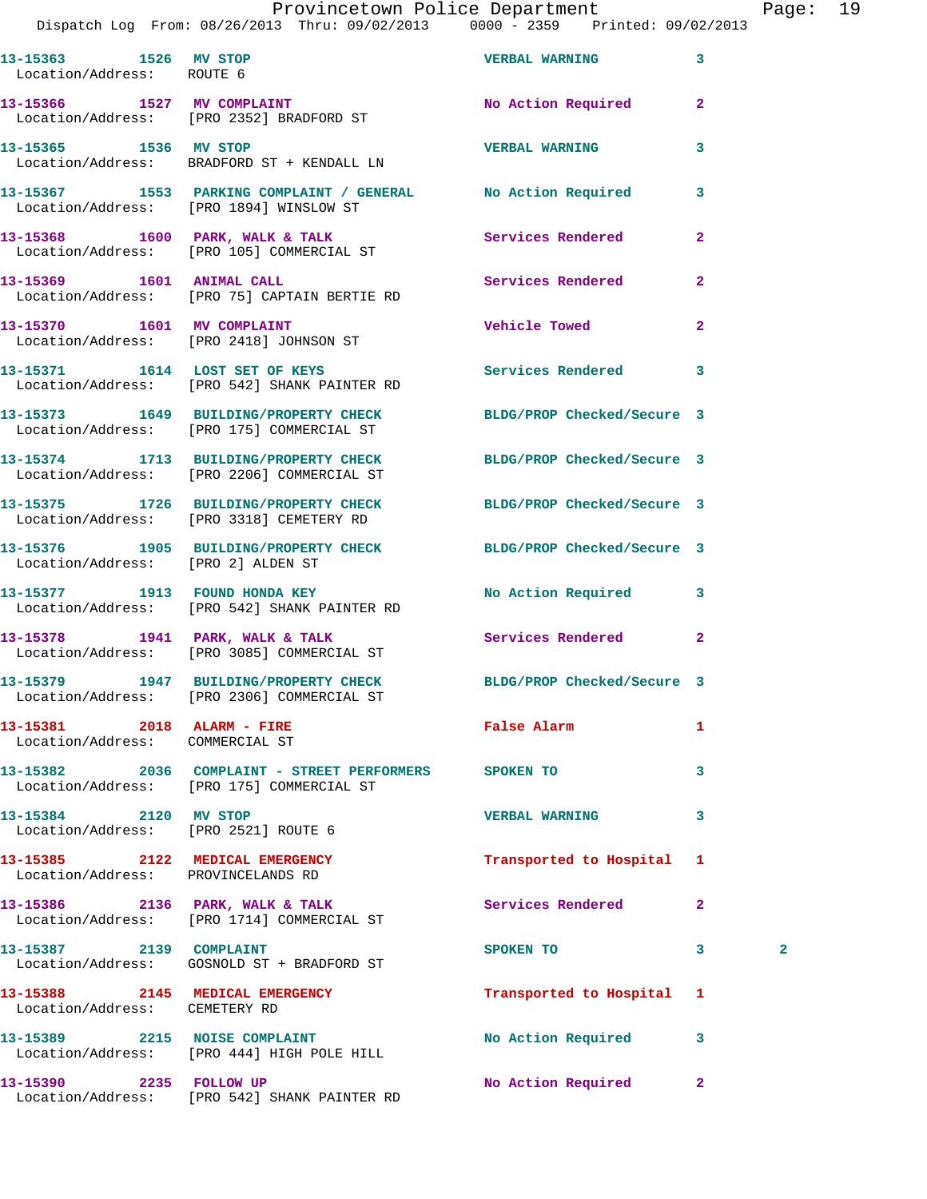13-15363 1526 MV STOP VERBAL WARNING 3
Location/Address: ROUTE 6

13-15366 1527 MV COMPLAINT No Action Required 2
Location/Address: [PRO 2352] BRADFORD ST

13-15365 1536 MV STOP VERBAL WARNING 3
Location/Address: BRADFORD ST + KENDALL LN

13-15367 1553 PARKING COMPLAINT / GENERAL No Action Required 3
Location/Address: [PRO 1894] WINSLOW ST

13-15368 1600 PARK, WALK & TALK Services Rendered 2
Location/Address: [PRO 105] COMMERCIAL ST

13-15369 1601 ANIMAL CALL Services Rendered 2
Location/Address: [PRO 75] CAPTAIN BERTIE RD

13-15370 1601 MV COMPLAINT Vehicle Towed 2
Location/Address: [PRO 2418] JOHNSON ST

13-15371 1614 LOST SET OF KEYS Services Rendered 3
Location/Address: [PRO 542] SHANK PAINTER RD

13-15373 1649 BUILDING/PROPERTY CHECK BLDG/PROP Checked/Secure 3
Location/Address: [PRO 175] COMMERCIAL ST

13-15374 1713 BUILDING/PROPERTY CHECK BLDG/PROP Checked/Secure 3
Location/Address: [PRO 2206] COMMERCIAL ST

13-15375 1726 BUILDING/PROPERTY CHECK BLDG/PROP Checked/Secure 3
Location/Address: [PRO 3318] CEMETERY RD

13-15376 1905 BUILDING/PROPERTY CHECK BLDG/PROP Checked/Secure 3
Location/Address: [PRO 2] ALDEN ST

13-15377 1913 FOUND HONDA KEY No Action Required 3
Location/Address: [PRO 542] SHANK PAINTER RD

13-15378 1941 PARK, WALK & TALK Services Rendered 2
Location/Address: [PRO 3085] COMMERCIAL ST

13-15379 1947 BUILDING/PROPERTY CHECK BLDG/PROP Checked/Secure 3
Location/Address: [PRO 2306] COMMERCIAL ST

13-15381 2018 ALARM - FIRE False Alarm 1
Location/Address: COMMERCIAL ST

13-15382 2036 COMPLAINT - STREET PERFORMERS SPOKEN TO 3
Location/Address: [PRO 175] COMMERCIAL ST

13-15384 2120 MV STOP VERBAL WARNING 3
Location/Address: [PRO 2521] ROUTE 6

13-15385 2122 MEDICAL EMERGENCY Transported to Hospital 1
Location/Address: PROVINCELANDS RD

13-15386 2136 PARK, WALK & TALK Services Rendered 2
Location/Address: [PRO 1714] COMMERCIAL ST

13-15387 2139 COMPLAINT SPOKEN TO 3 2
Location/Address: GOSNOLD ST + BRADFORD ST

13-15388 2145 MEDICAL EMERGENCY Transported to Hospital 1
Location/Address: CEMETERY RD

13-15389 2215 NOISE COMPLAINT No Action Required 3
Location/Address: [PRO 444] HIGH POLE HILL

13-15390 2235 FOLLOW UP No Action Required 2
Location/Address: [PRO 542] SHANK PAINTER RD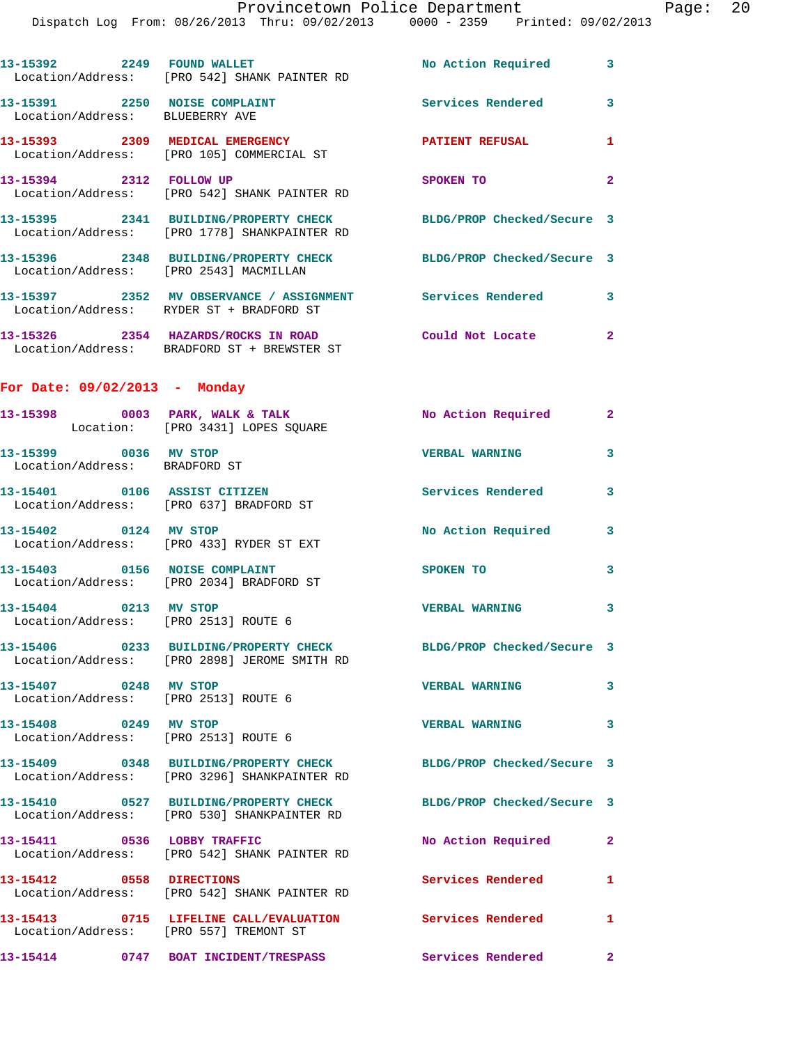13-15392 2249 FOUND WALLET No Action Required 3
Location/Address: [PRO 542] SHANK PAINTER RD

13-15391 2250 NOISE COMPLAINT Services Rendered 3
Location/Address: BLUEBERRY AVE

13-15393 2309 MEDICAL EMERGENCY PATIENT REFUSAL 1
Location/Address: [PRO 105] COMMERCIAL ST

13-15394 2312 FOLLOW UP SPOKEN TO 2
Location/Address: [PRO 542] SHANK PAINTER RD

13-15395 2341 BUILDING/PROPERTY CHECK BLDG/PROP Checked/Secure 3
Location/Address: [PRO 1778] SHANKPAINTER RD

13-15396 2348 BUILDING/PROPERTY CHECK BLDG/PROP Checked/Secure 3
Location/Address: [PRO 2543] MACMILLAN

13-15397 2352 MV OBSERVANCE / ASSIGNMENT Services Rendered 3
Location/Address: RYDER ST + BRADFORD ST

13-15326 2354 HAZARDS/ROCKS IN ROAD Could Not Locate 2
Location/Address: BRADFORD ST + BREWSTER ST

## For Date: 09/02/2013 - Monday

13-15398 0003 PARK, WALK & TALK No Action Required 2
Location: [PRO 3431] LOPES SQUARE

13-15399 0036 MV STOP VERBAL WARNING 3
Location/Address: BRADFORD ST

13-15401 0106 ASSIST CITIZEN Services Rendered 3
Location/Address: [PRO 637] BRADFORD ST

13-15402 0124 MV STOP No Action Required 3
Location/Address: [PRO 433] RYDER ST EXT

13-15403 0156 NOISE COMPLAINT SPOKEN TO 3
Location/Address: [PRO 2034] BRADFORD ST

13-15404 0213 MV STOP VERBAL WARNING 3
Location/Address: [PRO 2513] ROUTE 6

13-15406 0233 BUILDING/PROPERTY CHECK BLDG/PROP Checked/Secure 3
Location/Address: [PRO 2898] JEROME SMITH RD

13-15407 0248 MV STOP VERBAL WARNING 3
Location/Address: [PRO 2513] ROUTE 6

13-15408 0249 MV STOP VERBAL WARNING 3
Location/Address: [PRO 2513] ROUTE 6

13-15409 0348 BUILDING/PROPERTY CHECK BLDG/PROP Checked/Secure 3
Location/Address: [PRO 3296] SHANKPAINTER RD

13-15410 0527 BUILDING/PROPERTY CHECK BLDG/PROP Checked/Secure 3
Location/Address: [PRO 530] SHANKPAINTER RD

13-15411 0536 LOBBY TRAFFIC No Action Required 2
Location/Address: [PRO 542] SHANK PAINTER RD

13-15412 0558 DIRECTIONS Services Rendered 1
Location/Address: [PRO 542] SHANK PAINTER RD

13-15413 0715 LIFELINE CALL/EVALUATION Services Rendered 1
Location/Address: [PRO 557] TREMONT ST

13-15414 0747 BOAT INCIDENT/TRESPASS Services Rendered 2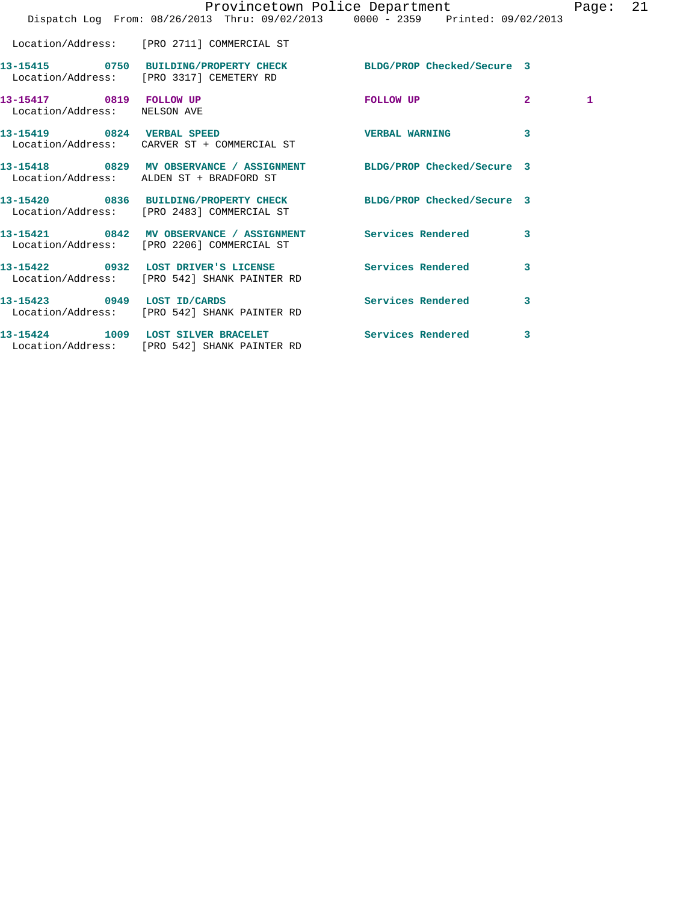Location/Address: [PRO 2711] COMMERCIAL ST

| | | | | | |
|---|---|---|---|---|---|
| 13-15415 | 0750 | BUILDING/PROPERTY CHECK | BLDG/PROP Checked/Secure | 3 | |
| Location/Address: | | [PRO 3317] CEMETERY RD | | | |
| 13-15417 | 0819 | FOLLOW UP | FOLLOW UP | 2 | 1 |
| Location/Address: | | NELSON AVE | | | |
| 13-15419 | 0824 | VERBAL SPEED | VERBAL WARNING | 3 | |
| Location/Address: | | CARVER ST + COMMERCIAL ST | | | |
| 13-15418 | 0829 | MV OBSERVANCE / ASSIGNMENT | BLDG/PROP Checked/Secure | 3 | |
| Location/Address: | | ALDEN ST + BRADFORD ST | | | |
| 13-15420 | 0836 | BUILDING/PROPERTY CHECK | BLDG/PROP Checked/Secure | 3 | |
| Location/Address: | | [PRO 2483] COMMERCIAL ST | | | |
| 13-15421 | 0842 | MV OBSERVANCE / ASSIGNMENT | Services Rendered | 3 | |
| Location/Address: | | [PRO 2206] COMMERCIAL ST | | | |
| 13-15422 | 0932 | LOST DRIVER'S LICENSE | Services Rendered | 3 | |
| Location/Address: | | [PRO 542] SHANK PAINTER RD | | | |
| 13-15423 | 0949 | LOST ID/CARDS | Services Rendered | 3 | |
| Location/Address: | | [PRO 542] SHANK PAINTER RD | | | |
| 13-15424 | 1009 | LOST SILVER BRACELET | Services Rendered | 3 | |
| Location/Address: | | [PRO 542] SHANK PAINTER RD | | | |